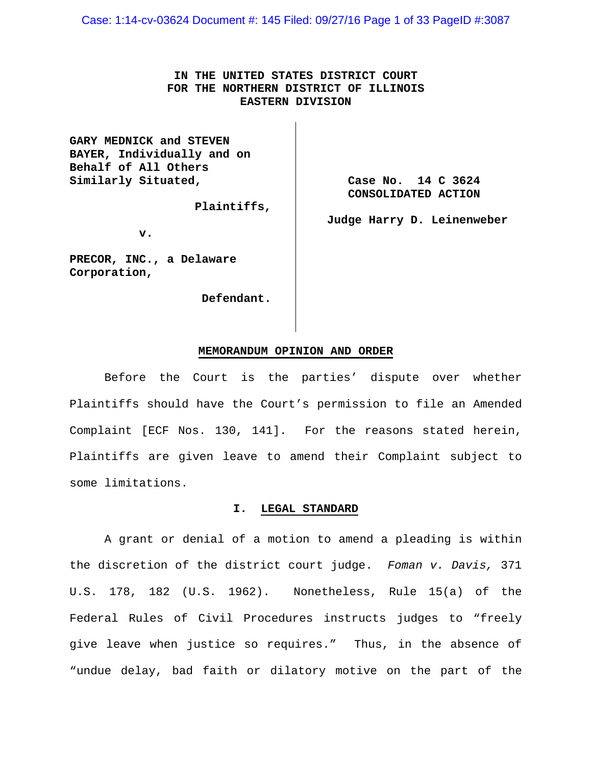**IN THE UNITED STATES DISTRICT COURT**
**FOR THE NORTHERN DISTRICT OF ILLINOIS**
**EASTERN DIVISION**

**GARY MEDNICK and STEVEN BAYER, Individually and on Behalf of All Others Similarly Situated,**

**Plaintiffs,**

**v.**

**PRECOR, INC., a Delaware Corporation,**

**Defendant.**

**Case No. 14 C 3624**
**CONSOLIDATED ACTION**

**Judge Harry D. Leinenweber**

## MEMORANDUM OPINION AND ORDER

Before the Court is the parties' dispute over whether Plaintiffs should have the Court's permission to file an Amended Complaint [ECF Nos. 130, 141]. For the reasons stated herein, Plaintiffs are given leave to amend their Complaint subject to some limitations.

## I. LEGAL STANDARD

A grant or denial of a motion to amend a pleading is within the discretion of the district court judge. *Foman v. Davis,* 371 U.S. 178, 182 (U.S. 1962). Nonetheless, Rule 15(a) of the Federal Rules of Civil Procedures instructs judges to "freely give leave when justice so requires." Thus, in the absence of "undue delay, bad faith or dilatory motive on the part of the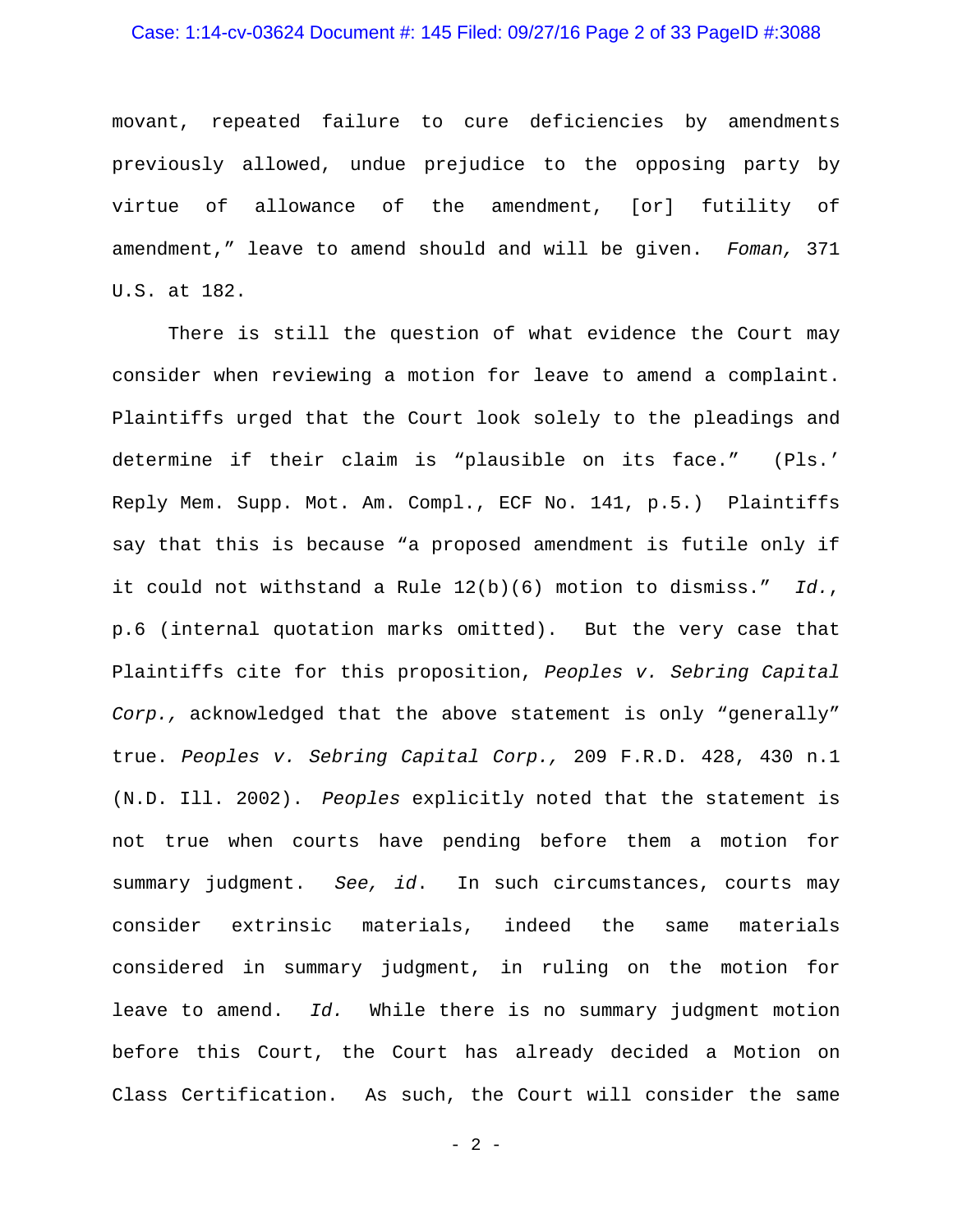movant, repeated failure to cure deficiencies by amendments previously allowed, undue prejudice to the opposing party by virtue of allowance of the amendment, [or] futility of amendment," leave to amend should and will be given. *Foman,* 371 U.S. at 182.

There is still the question of what evidence the Court may consider when reviewing a motion for leave to amend a complaint. Plaintiffs urged that the Court look solely to the pleadings and determine if their claim is "plausible on its face." (Pls.' Reply Mem. Supp. Mot. Am. Compl., ECF No. 141, p.5.) Plaintiffs say that this is because "a proposed amendment is futile only if it could not withstand a Rule 12(b)(6) motion to dismiss." *Id.*, p.6 (internal quotation marks omitted). But the very case that Plaintiffs cite for this proposition, *Peoples v. Sebring Capital Corp.,* acknowledged that the above statement is only "generally" true. *Peoples v. Sebring Capital Corp.,* 209 F.R.D. 428, 430 n.1 (N.D. Ill. 2002). *Peoples* explicitly noted that the statement is not true when courts have pending before them a motion for summary judgment. *See, id*. In such circumstances, courts may consider extrinsic materials, indeed the same materials considered in summary judgment, in ruling on the motion for leave to amend. *Id.* While there is no summary judgment motion before this Court, the Court has already decided a Motion on Class Certification. As such, the Court will consider the same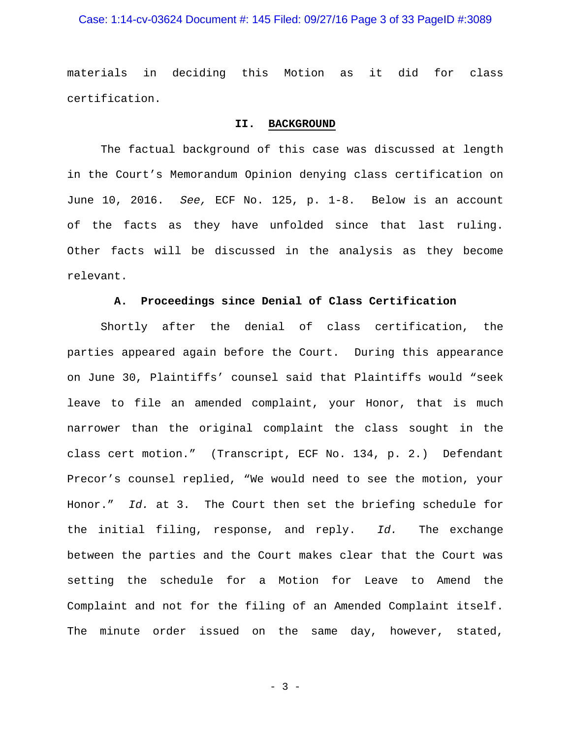materials in deciding this Motion as it did for class certification.

## II. BACKGROUND

The factual background of this case was discussed at length in the Court's Memorandum Opinion denying class certification on June 10, 2016. *See,* ECF No. 125, p. 1-8. Below is an account of the facts as they have unfolded since that last ruling. Other facts will be discussed in the analysis as they become relevant.

### A. Proceedings since Denial of Class Certification

Shortly after the denial of class certification, the parties appeared again before the Court. During this appearance on June 30, Plaintiffs' counsel said that Plaintiffs would "seek leave to file an amended complaint, your Honor, that is much narrower than the original complaint the class sought in the class cert motion." (Transcript, ECF No. 134, p. 2.) Defendant Precor's counsel replied, "We would need to see the motion, your Honor." *Id.* at 3. The Court then set the briefing schedule for the initial filing, response, and reply. *Id.* The exchange between the parties and the Court makes clear that the Court was setting the schedule for a Motion for Leave to Amend the Complaint and not for the filing of an Amended Complaint itself. The minute order issued on the same day, however, stated,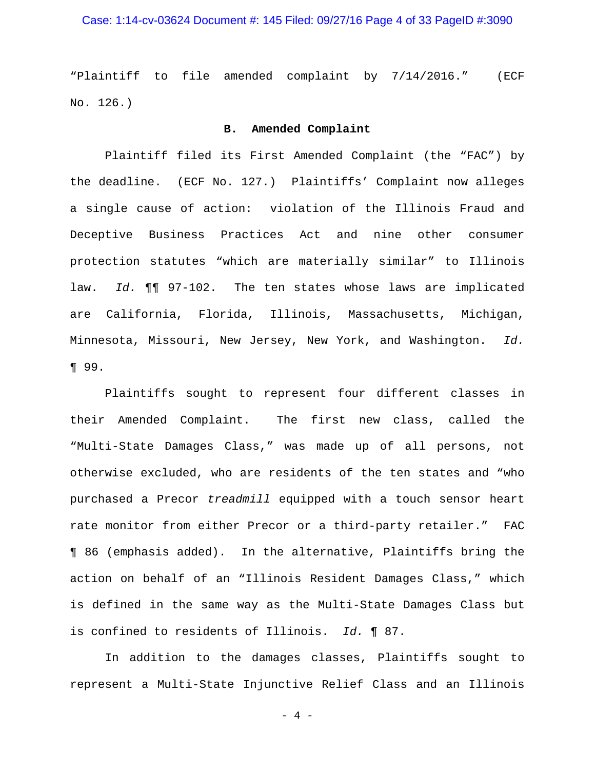"Plaintiff to file amended complaint by 7/14/2016." (ECF No. 126.)

### B. Amended Complaint

Plaintiff filed its First Amended Complaint (the "FAC") by the deadline. (ECF No. 127.) Plaintiffs' Complaint now alleges a single cause of action: violation of the Illinois Fraud and Deceptive Business Practices Act and nine other consumer protection statutes "which are materially similar" to Illinois law. *Id.* ¶¶ 97-102. The ten states whose laws are implicated are California, Florida, Illinois, Massachusetts, Michigan, Minnesota, Missouri, New Jersey, New York, and Washington. *Id.* ¶ 99.

Plaintiffs sought to represent four different classes in their Amended Complaint. The first new class, called the "Multi-State Damages Class," was made up of all persons, not otherwise excluded, who are residents of the ten states and "who purchased a Precor *treadmill* equipped with a touch sensor heart rate monitor from either Precor or a third-party retailer." FAC ¶ 86 (emphasis added). In the alternative, Plaintiffs bring the action on behalf of an "Illinois Resident Damages Class," which is defined in the same way as the Multi-State Damages Class but is confined to residents of Illinois. *Id.* ¶ 87.

In addition to the damages classes, Plaintiffs sought to represent a Multi-State Injunctive Relief Class and an Illinois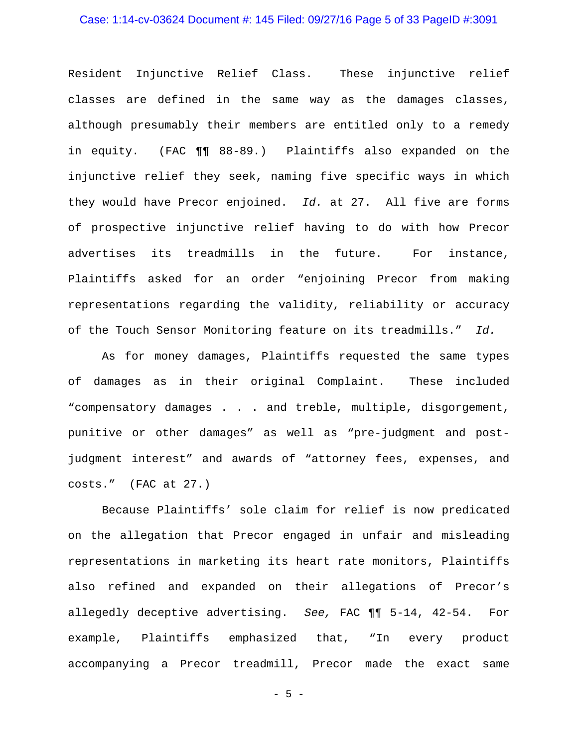Resident Injunctive Relief Class. These injunctive relief classes are defined in the same way as the damages classes, although presumably their members are entitled only to a remedy in equity. (FAC ¶¶ 88-89.) Plaintiffs also expanded on the injunctive relief they seek, naming five specific ways in which they would have Precor enjoined. *Id.* at 27. All five are forms of prospective injunctive relief having to do with how Precor advertises its treadmills in the future. For instance, Plaintiffs asked for an order "enjoining Precor from making representations regarding the validity, reliability or accuracy of the Touch Sensor Monitoring feature on its treadmills." *Id.*

As for money damages, Plaintiffs requested the same types of damages as in their original Complaint. These included "compensatory damages . . . and treble, multiple, disgorgement, punitive or other damages" as well as "pre-judgment and post-judgment interest" and awards of "attorney fees, expenses, and costs." (FAC at 27.)

Because Plaintiffs' sole claim for relief is now predicated on the allegation that Precor engaged in unfair and misleading representations in marketing its heart rate monitors, Plaintiffs also refined and expanded on their allegations of Precor's allegedly deceptive advertising. *See,* FAC ¶¶ 5-14, 42-54. For example, Plaintiffs emphasized that, "In every product accompanying a Precor treadmill, Precor made the exact same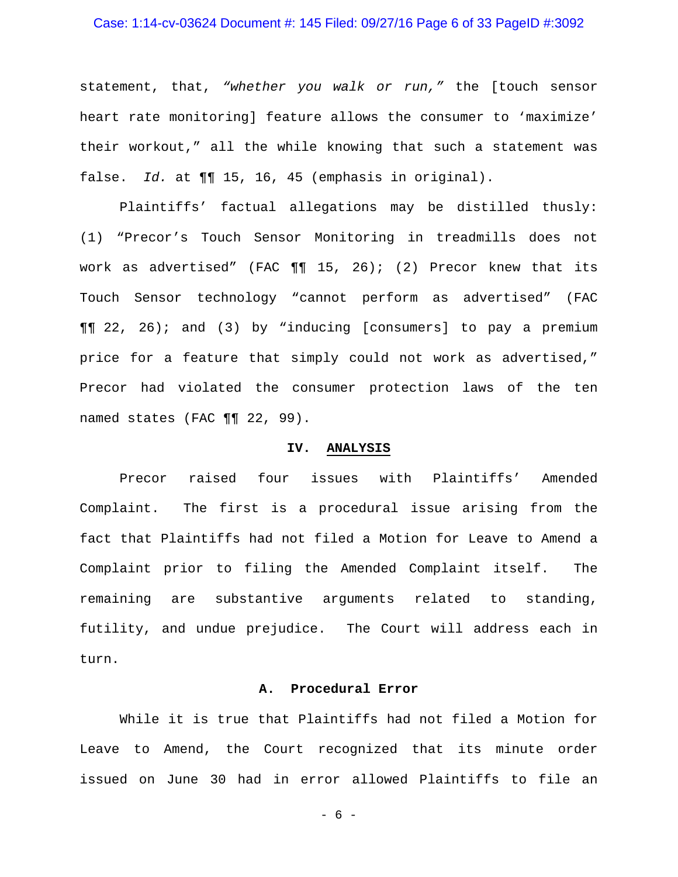statement, that, *"whether you walk or run,"* the [touch sensor heart rate monitoring] feature allows the consumer to 'maximize' their workout," all the while knowing that such a statement was false. *Id.* at ¶¶ 15, 16, 45 (emphasis in original).

Plaintiffs' factual allegations may be distilled thusly: (1) "Precor's Touch Sensor Monitoring in treadmills does not work as advertised" (FAC ¶¶ 15, 26); (2) Precor knew that its Touch Sensor technology "cannot perform as advertised" (FAC ¶¶ 22, 26); and (3) by "inducing [consumers] to pay a premium price for a feature that simply could not work as advertised," Precor had violated the consumer protection laws of the ten named states (FAC ¶¶ 22, 99).

## IV. ANALYSIS

Precor raised four issues with Plaintiffs' Amended Complaint. The first is a procedural issue arising from the fact that Plaintiffs had not filed a Motion for Leave to Amend a Complaint prior to filing the Amended Complaint itself. The remaining are substantive arguments related to standing, futility, and undue prejudice. The Court will address each in turn.

### A. Procedural Error

While it is true that Plaintiffs had not filed a Motion for Leave to Amend, the Court recognized that its minute order issued on June 30 had in error allowed Plaintiffs to file an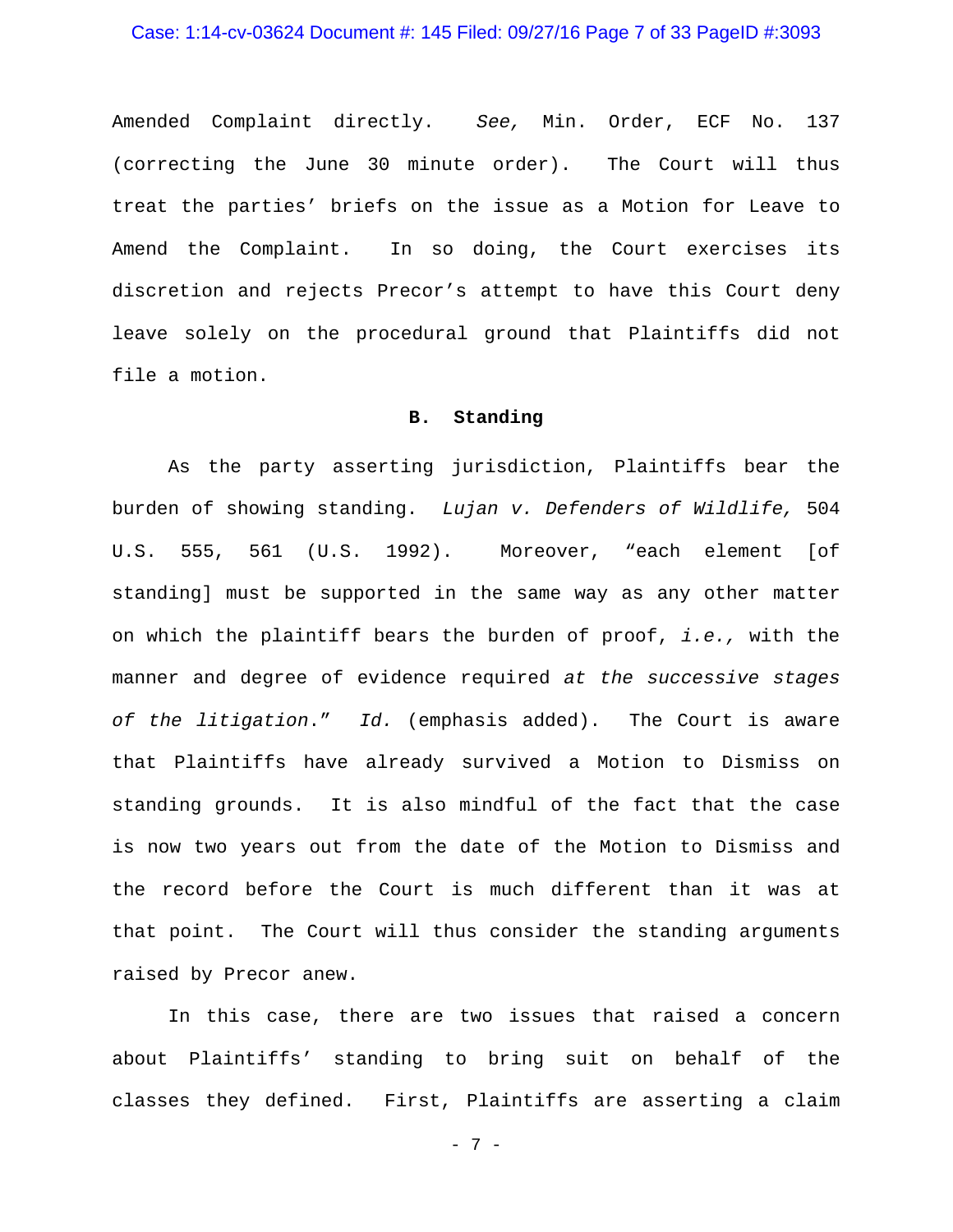Amended Complaint directly. *See,* Min. Order, ECF No. 137 (correcting the June 30 minute order). The Court will thus treat the parties' briefs on the issue as a Motion for Leave to Amend the Complaint. In so doing, the Court exercises its discretion and rejects Precor's attempt to have this Court deny leave solely on the procedural ground that Plaintiffs did not file a motion.

### B. Standing

As the party asserting jurisdiction, Plaintiffs bear the burden of showing standing. *Lujan v. Defenders of Wildlife,* 504 U.S. 555, 561 (U.S. 1992). Moreover, "each element [of standing] must be supported in the same way as any other matter on which the plaintiff bears the burden of proof, *i.e.,* with the manner and degree of evidence required *at the successive stages of the litigation*." *Id.* (emphasis added). The Court is aware that Plaintiffs have already survived a Motion to Dismiss on standing grounds. It is also mindful of the fact that the case is now two years out from the date of the Motion to Dismiss and the record before the Court is much different than it was at that point. The Court will thus consider the standing arguments raised by Precor anew.

In this case, there are two issues that raised a concern about Plaintiffs' standing to bring suit on behalf of the classes they defined. First, Plaintiffs are asserting a claim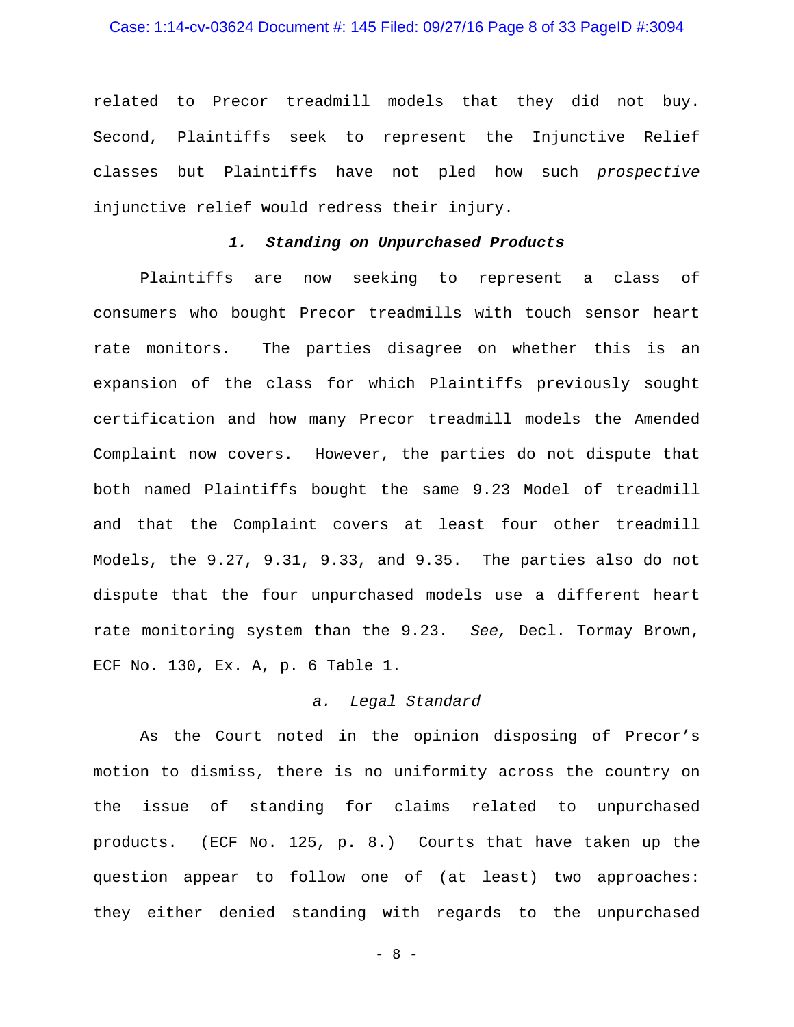related to Precor treadmill models that they did not buy. Second, Plaintiffs seek to represent the Injunctive Relief classes but Plaintiffs have not pled how such *prospective* injunctive relief would redress their injury.

### ***1. Standing on Unpurchased Products***

Plaintiffs are now seeking to represent a class of consumers who bought Precor treadmills with touch sensor heart rate monitors. The parties disagree on whether this is an expansion of the class for which Plaintiffs previously sought certification and how many Precor treadmill models the Amended Complaint now covers. However, the parties do not dispute that both named Plaintiffs bought the same 9.23 Model of treadmill and that the Complaint covers at least four other treadmill Models, the 9.27, 9.31, 9.33, and 9.35. The parties also do not dispute that the four unpurchased models use a different heart rate monitoring system than the 9.23. *See,* Decl. Tormay Brown, ECF No. 130, Ex. A, p. 6 Table 1.

#### *a. Legal Standard*

As the Court noted in the opinion disposing of Precor's motion to dismiss, there is no uniformity across the country on the issue of standing for claims related to unpurchased products. (ECF No. 125, p. 8.) Courts that have taken up the question appear to follow one of (at least) two approaches: they either denied standing with regards to the unpurchased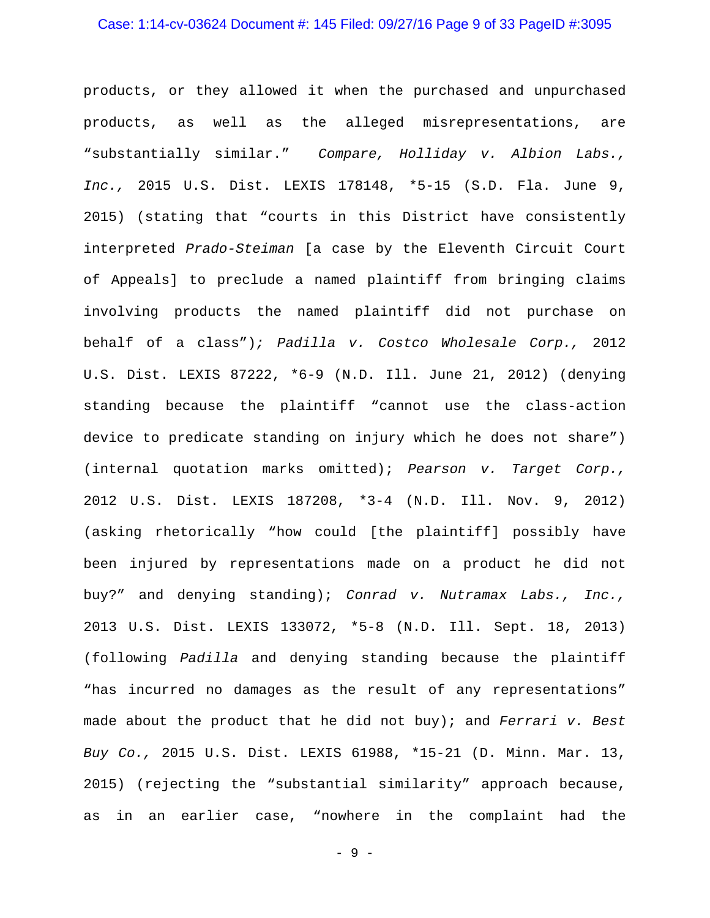products, or they allowed it when the purchased and unpurchased products, as well as the alleged misrepresentations, are "substantially similar." *Compare, Holliday v. Albion Labs., Inc.,* 2015 U.S. Dist. LEXIS 178148, *5-15 (S.D. Fla. June 9, 2015) (stating that "courts in this District have consistently interpreted *Prado-Steiman* [a case by the Eleventh Circuit Court of Appeals] to preclude a named plaintiff from bringing claims involving products the named plaintiff did not purchase on behalf of a class")*; Padilla v. Costco Wholesale Corp.,* 2012 U.S. Dist. LEXIS 87222, *6-9 (N.D. Ill. June 21, 2012) (denying standing because the plaintiff "cannot use the class-action device to predicate standing on injury which he does not share") (internal quotation marks omitted); *Pearson v. Target Corp.,* 2012 U.S. Dist. LEXIS 187208, *3-4 (N.D. Ill. Nov. 9, 2012) (asking rhetorically "how could [the plaintiff] possibly have been injured by representations made on a product he did not buy?" and denying standing); *Conrad v. Nutramax Labs., Inc.,* 2013 U.S. Dist. LEXIS 133072, *5-8 (N.D. Ill. Sept. 18, 2013) (following *Padilla* and denying standing because the plaintiff "has incurred no damages as the result of any representations" made about the product that he did not buy); and *Ferrari v. Best Buy Co.,* 2015 U.S. Dist. LEXIS 61988, *15-21 (D. Minn. Mar. 13, 2015) (rejecting the "substantial similarity" approach because, as in an earlier case, "nowhere in the complaint had the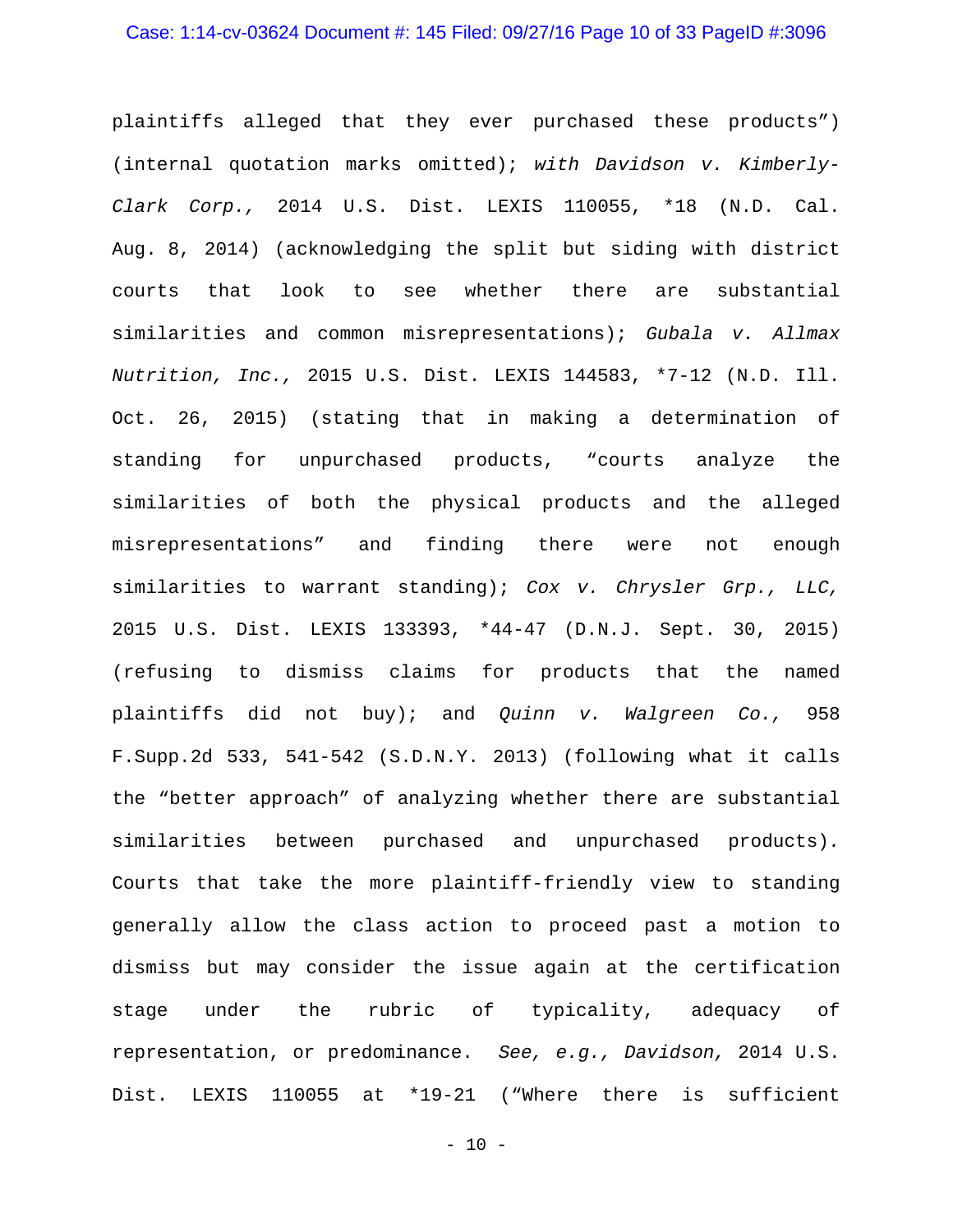plaintiffs alleged that they ever purchased these products") (internal quotation marks omitted); *with Davidson v. Kimberly-Clark Corp.,* 2014 U.S. Dist. LEXIS 110055, *18 (N.D. Cal. Aug. 8, 2014) (acknowledging the split but siding with district courts that look to see whether there are substantial similarities and common misrepresentations); *Gubala v. Allmax Nutrition, Inc.,* 2015 U.S. Dist. LEXIS 144583, *7-12 (N.D. Ill. Oct. 26, 2015) (stating that in making a determination of standing for unpurchased products, "courts analyze the similarities of both the physical products and the alleged misrepresentations" and finding there were not enough similarities to warrant standing); *Cox v. Chrysler Grp., LLC,* 2015 U.S. Dist. LEXIS 133393, *44-47 (D.N.J. Sept. 30, 2015) (refusing to dismiss claims for products that the named plaintiffs did not buy); and *Quinn v. Walgreen Co.,* 958 F.Supp.2d 533, 541-542 (S.D.N.Y. 2013) (following what it calls the "better approach" of analyzing whether there are substantial similarities between purchased and unpurchased products). Courts that take the more plaintiff-friendly view to standing generally allow the class action to proceed past a motion to dismiss but may consider the issue again at the certification stage under the rubric of typicality, adequacy of representation, or predominance. *See, e.g., Davidson,* 2014 U.S. Dist. LEXIS 110055 at *19-21 ("Where there is sufficient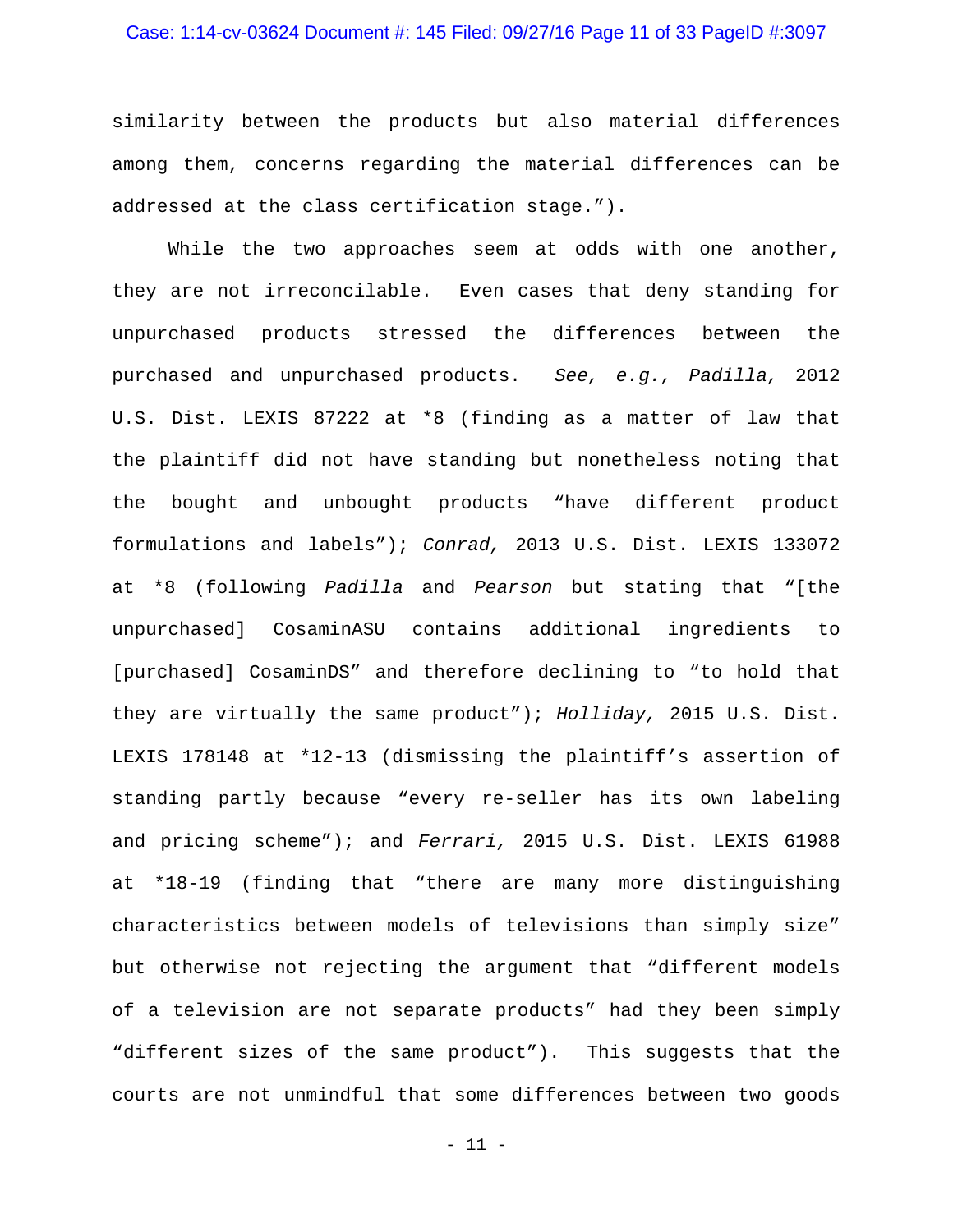similarity between the products but also material differences among them, concerns regarding the material differences can be addressed at the class certification stage.").

While the two approaches seem at odds with one another, they are not irreconcilable. Even cases that deny standing for unpurchased products stressed the differences between the purchased and unpurchased products. *See, e.g., Padilla,* 2012 U.S. Dist. LEXIS 87222 at *8 (finding as a matter of law that the plaintiff did not have standing but nonetheless noting that the bought and unbought products "have different product formulations and labels"); *Conrad,* 2013 U.S. Dist. LEXIS 133072 at *8 (following *Padilla* and *Pearson* but stating that "[the unpurchased] CosaminASU contains additional ingredients to [purchased] CosaminDS" and therefore declining to "to hold that they are virtually the same product"); *Holliday,* 2015 U.S. Dist. LEXIS 178148 at *12-13 (dismissing the plaintiff's assertion of standing partly because "every re-seller has its own labeling and pricing scheme"); and *Ferrari,* 2015 U.S. Dist. LEXIS 61988 at *18-19 (finding that "there are many more distinguishing characteristics between models of televisions than simply size" but otherwise not rejecting the argument that "different models of a television are not separate products" had they been simply "different sizes of the same product"). This suggests that the courts are not unmindful that some differences between two goods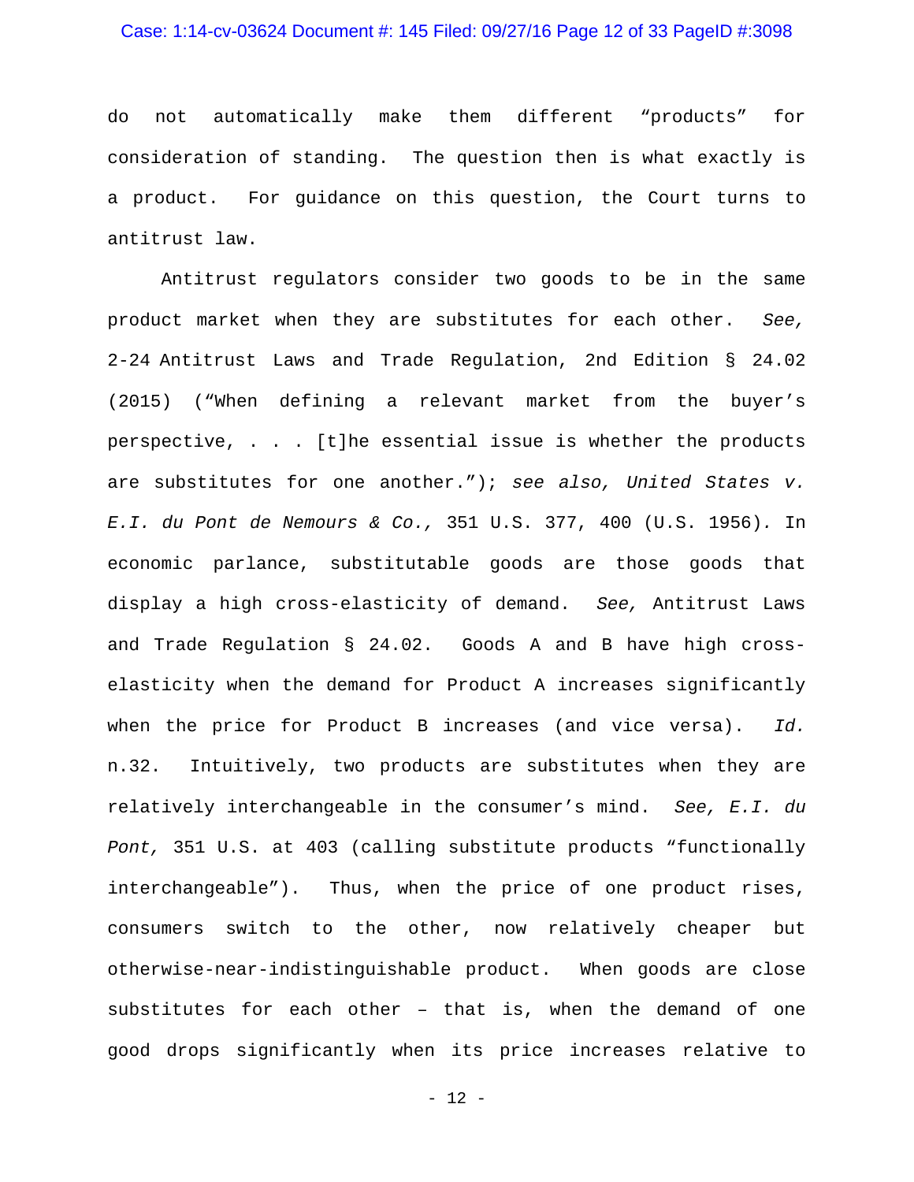do not automatically make them different "products" for consideration of standing. The question then is what exactly is a product. For guidance on this question, the Court turns to antitrust law.

Antitrust regulators consider two goods to be in the same product market when they are substitutes for each other. *See,* 2-24 Antitrust Laws and Trade Regulation, 2nd Edition § 24.02 (2015) ("When defining a relevant market from the buyer's perspective, . . . [t]he essential issue is whether the products are substitutes for one another."); *see also, United States v. E.I. du Pont de Nemours & Co.,* 351 U.S. 377, 400 (U.S. 1956). In economic parlance, substitutable goods are those goods that display a high cross-elasticity of demand. *See,* Antitrust Laws and Trade Regulation § 24.02. Goods A and B have high cross-elasticity when the demand for Product A increases significantly when the price for Product B increases (and vice versa). *Id.* n.32. Intuitively, two products are substitutes when they are relatively interchangeable in the consumer's mind. *See, E.I. du Pont,* 351 U.S. at 403 (calling substitute products "functionally interchangeable"). Thus, when the price of one product rises, consumers switch to the other, now relatively cheaper but otherwise-near-indistinguishable product. When goods are close substitutes for each other – that is, when the demand of one good drops significantly when its price increases relative to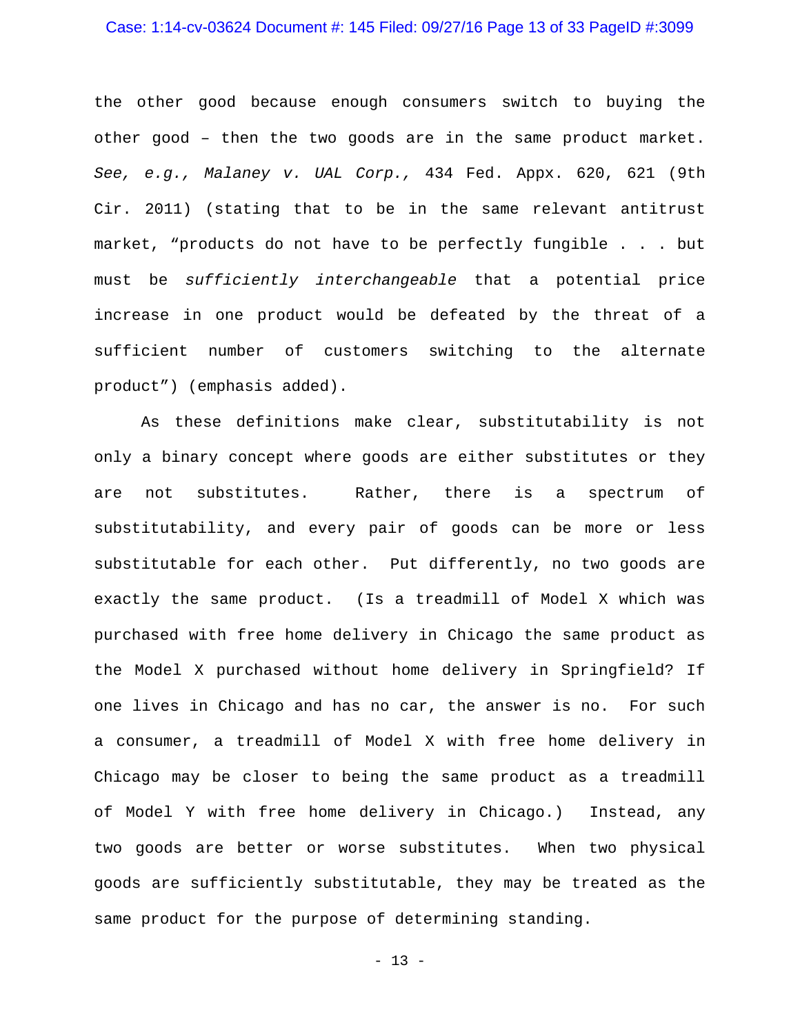the other good because enough consumers switch to buying the other good – then the two goods are in the same product market. *See, e.g., Malaney v. UAL Corp.,* 434 Fed. Appx. 620, 621 (9th Cir. 2011) (stating that to be in the same relevant antitrust market, "products do not have to be perfectly fungible . . . but must be *sufficiently interchangeable* that a potential price increase in one product would be defeated by the threat of a sufficient number of customers switching to the alternate product") (emphasis added).

As these definitions make clear, substitutability is not only a binary concept where goods are either substitutes or they are not substitutes. Rather, there is a spectrum of substitutability, and every pair of goods can be more or less substitutable for each other. Put differently, no two goods are exactly the same product. (Is a treadmill of Model X which was purchased with free home delivery in Chicago the same product as the Model X purchased without home delivery in Springfield? If one lives in Chicago and has no car, the answer is no. For such a consumer, a treadmill of Model X with free home delivery in Chicago may be closer to being the same product as a treadmill of Model Y with free home delivery in Chicago.) Instead, any two goods are better or worse substitutes. When two physical goods are sufficiently substitutable, they may be treated as the same product for the purpose of determining standing.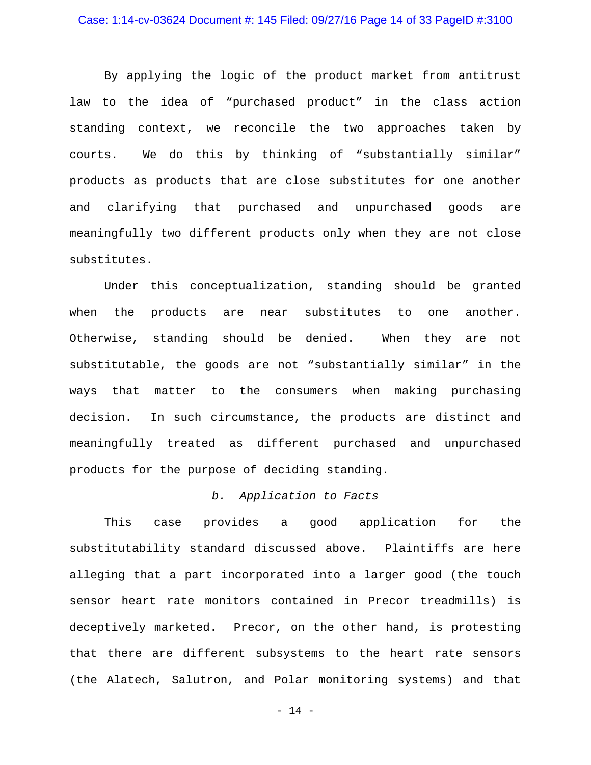By applying the logic of the product market from antitrust law to the idea of "purchased product" in the class action standing context, we reconcile the two approaches taken by courts. We do this by thinking of "substantially similar" products as products that are close substitutes for one another and clarifying that purchased and unpurchased goods are meaningfully two different products only when they are not close substitutes.

Under this conceptualization, standing should be granted when the products are near substitutes to one another. Otherwise, standing should be denied. When they are not substitutable, the goods are not "substantially similar" in the ways that matter to the consumers when making purchasing decision. In such circumstance, the products are distinct and meaningfully treated as different purchased and unpurchased products for the purpose of deciding standing.

*b. Application to Facts*

This case provides a good application for the substitutability standard discussed above. Plaintiffs are here alleging that a part incorporated into a larger good (the touch sensor heart rate monitors contained in Precor treadmills) is deceptively marketed. Precor, on the other hand, is protesting that there are different subsystems to the heart rate sensors (the Alatech, Salutron, and Polar monitoring systems) and that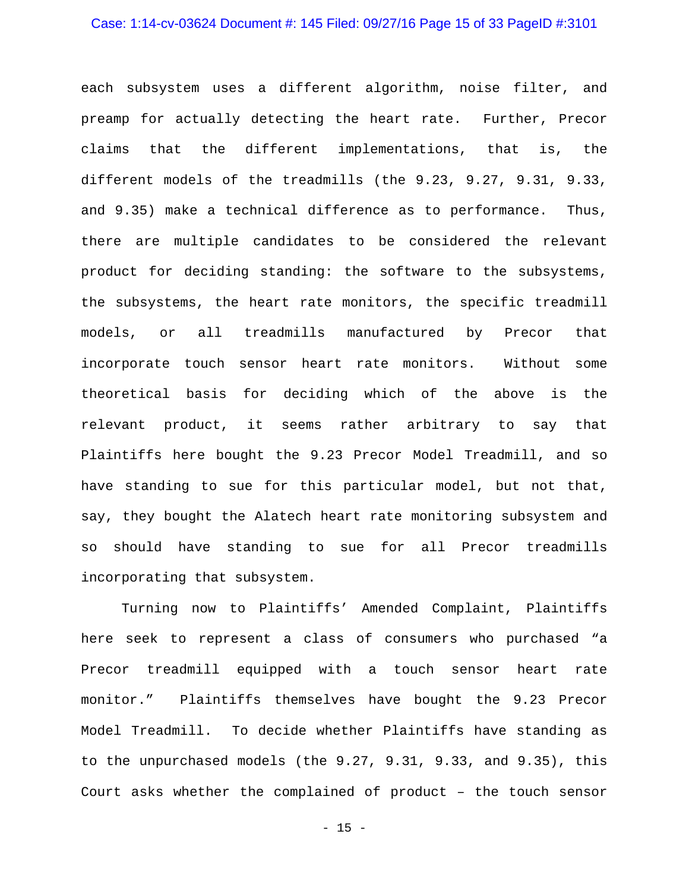each subsystem uses a different algorithm, noise filter, and preamp for actually detecting the heart rate. Further, Precor claims that the different implementations, that is, the different models of the treadmills (the 9.23, 9.27, 9.31, 9.33, and 9.35) make a technical difference as to performance. Thus, there are multiple candidates to be considered the relevant product for deciding standing: the software to the subsystems, the subsystems, the heart rate monitors, the specific treadmill models, or all treadmills manufactured by Precor that incorporate touch sensor heart rate monitors. Without some theoretical basis for deciding which of the above is the relevant product, it seems rather arbitrary to say that Plaintiffs here bought the 9.23 Precor Model Treadmill, and so have standing to sue for this particular model, but not that, say, they bought the Alatech heart rate monitoring subsystem and so should have standing to sue for all Precor treadmills incorporating that subsystem.

Turning now to Plaintiffs' Amended Complaint, Plaintiffs here seek to represent a class of consumers who purchased "a Precor treadmill equipped with a touch sensor heart rate monitor." Plaintiffs themselves have bought the 9.23 Precor Model Treadmill. To decide whether Plaintiffs have standing as to the unpurchased models (the 9.27, 9.31, 9.33, and 9.35), this Court asks whether the complained of product – the touch sensor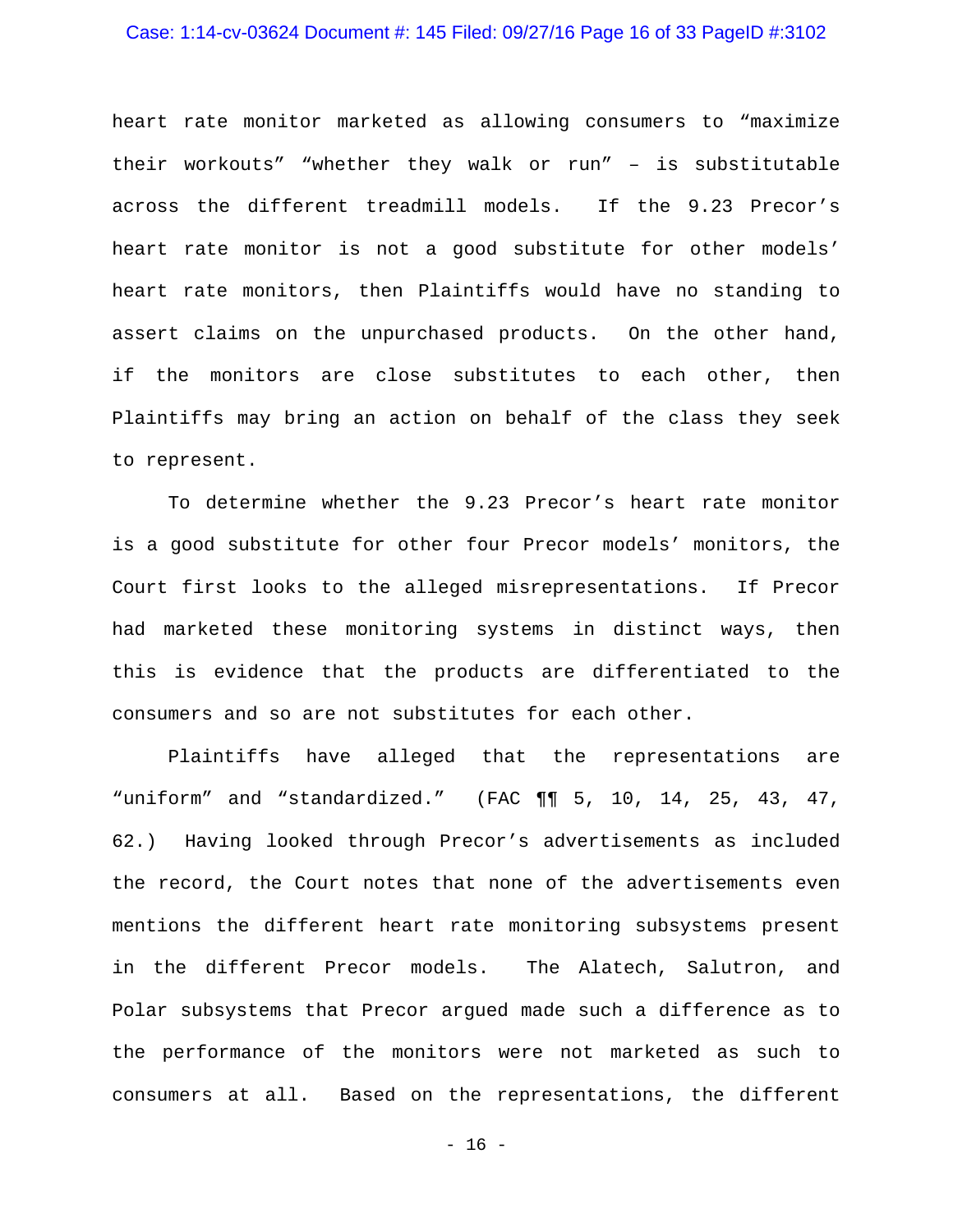heart rate monitor marketed as allowing consumers to "maximize their workouts" "whether they walk or run" – is substitutable across the different treadmill models. If the 9.23 Precor's heart rate monitor is not a good substitute for other models' heart rate monitors, then Plaintiffs would have no standing to assert claims on the unpurchased products. On the other hand, if the monitors are close substitutes to each other, then Plaintiffs may bring an action on behalf of the class they seek to represent.

To determine whether the 9.23 Precor's heart rate monitor is a good substitute for other four Precor models' monitors, the Court first looks to the alleged misrepresentations. If Precor had marketed these monitoring systems in distinct ways, then this is evidence that the products are differentiated to the consumers and so are not substitutes for each other.

Plaintiffs have alleged that the representations are "uniform" and "standardized." (FAC ¶¶ 5, 10, 14, 25, 43, 47, 62.) Having looked through Precor's advertisements as included the record, the Court notes that none of the advertisements even mentions the different heart rate monitoring subsystems present in the different Precor models. The Alatech, Salutron, and Polar subsystems that Precor argued made such a difference as to the performance of the monitors were not marketed as such to consumers at all. Based on the representations, the different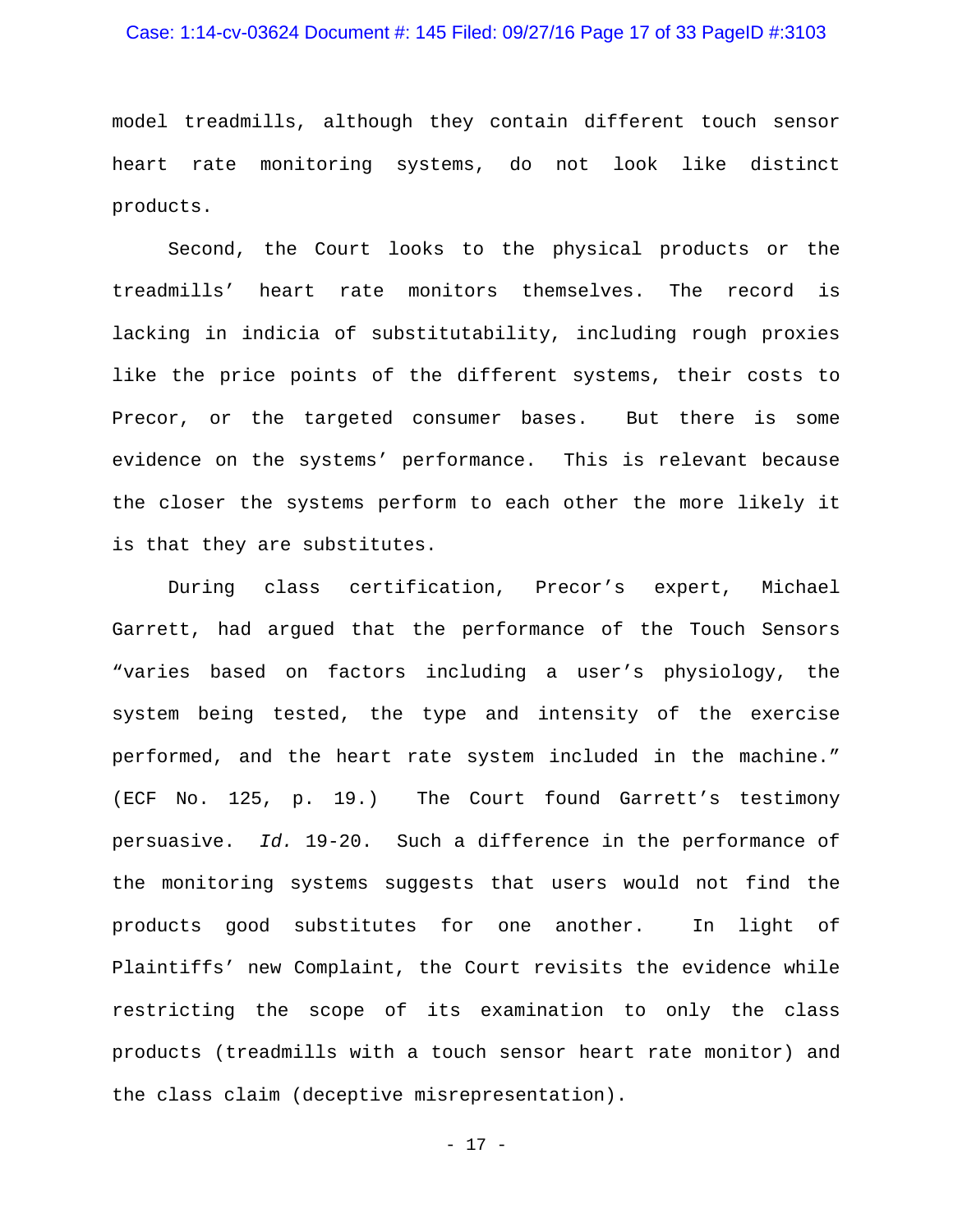model treadmills, although they contain different touch sensor heart rate monitoring systems, do not look like distinct products.

Second, the Court looks to the physical products or the treadmills' heart rate monitors themselves. The record is lacking in indicia of substitutability, including rough proxies like the price points of the different systems, their costs to Precor, or the targeted consumer bases. But there is some evidence on the systems' performance. This is relevant because the closer the systems perform to each other the more likely it is that they are substitutes.

During class certification, Precor's expert, Michael Garrett, had argued that the performance of the Touch Sensors "varies based on factors including a user's physiology, the system being tested, the type and intensity of the exercise performed, and the heart rate system included in the machine." (ECF No. 125, p. 19.) The Court found Garrett's testimony persuasive. *Id.* 19-20. Such a difference in the performance of the monitoring systems suggests that users would not find the products good substitutes for one another. In light of Plaintiffs' new Complaint, the Court revisits the evidence while restricting the scope of its examination to only the class products (treadmills with a touch sensor heart rate monitor) and the class claim (deceptive misrepresentation).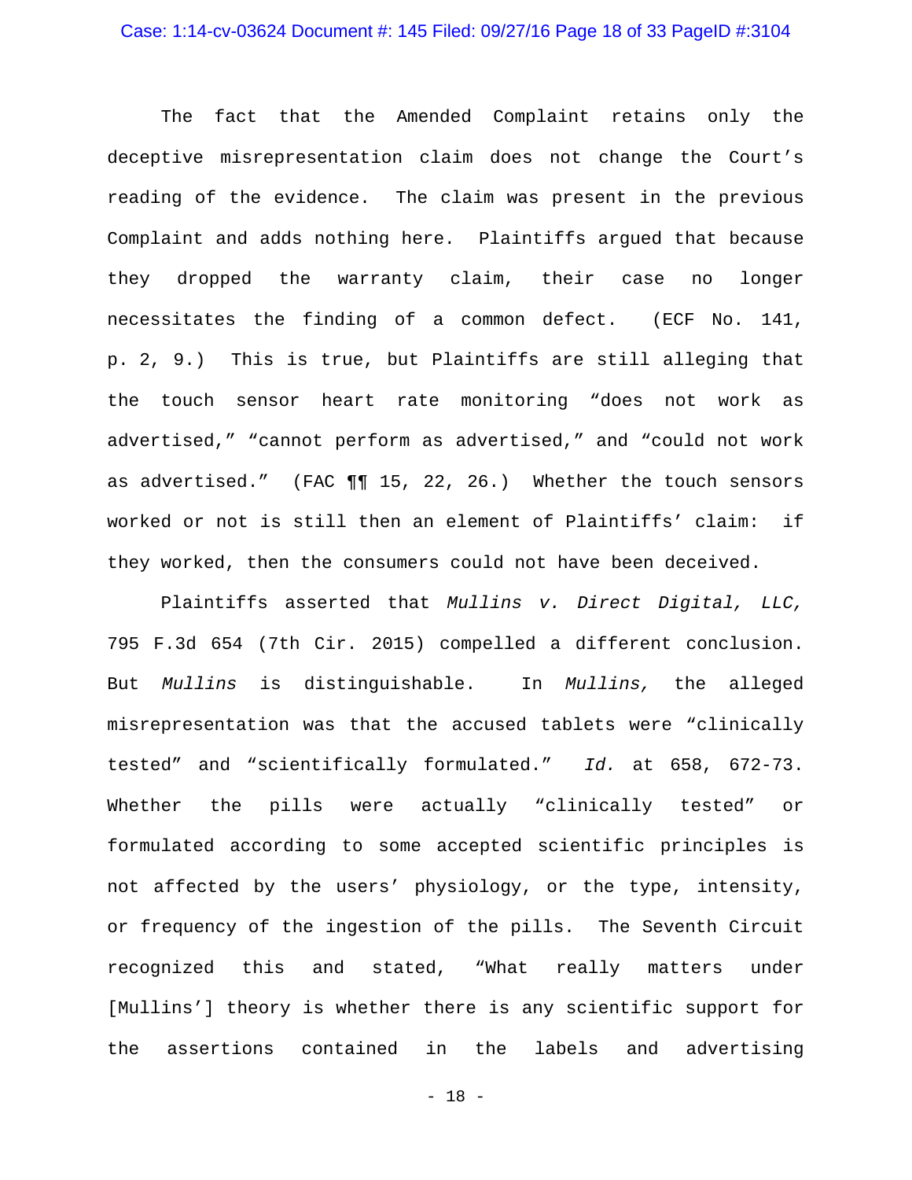The fact that the Amended Complaint retains only the deceptive misrepresentation claim does not change the Court's reading of the evidence. The claim was present in the previous Complaint and adds nothing here. Plaintiffs argued that because they dropped the warranty claim, their case no longer necessitates the finding of a common defect. (ECF No. 141, p. 2, 9.) This is true, but Plaintiffs are still alleging that the touch sensor heart rate monitoring "does not work as advertised," "cannot perform as advertised," and "could not work as advertised." (FAC ¶¶ 15, 22, 26.) Whether the touch sensors worked or not is still then an element of Plaintiffs' claim: if they worked, then the consumers could not have been deceived.

Plaintiffs asserted that *Mullins v. Direct Digital, LLC,* 795 F.3d 654 (7th Cir. 2015) compelled a different conclusion. But *Mullins* is distinguishable. In *Mullins,* the alleged misrepresentation was that the accused tablets were "clinically tested" and "scientifically formulated." *Id.* at 658, 672-73. Whether the pills were actually "clinically tested" or formulated according to some accepted scientific principles is not affected by the users' physiology, or the type, intensity, or frequency of the ingestion of the pills. The Seventh Circuit recognized this and stated, "What really matters under [Mullins'] theory is whether there is any scientific support for the assertions contained in the labels and advertising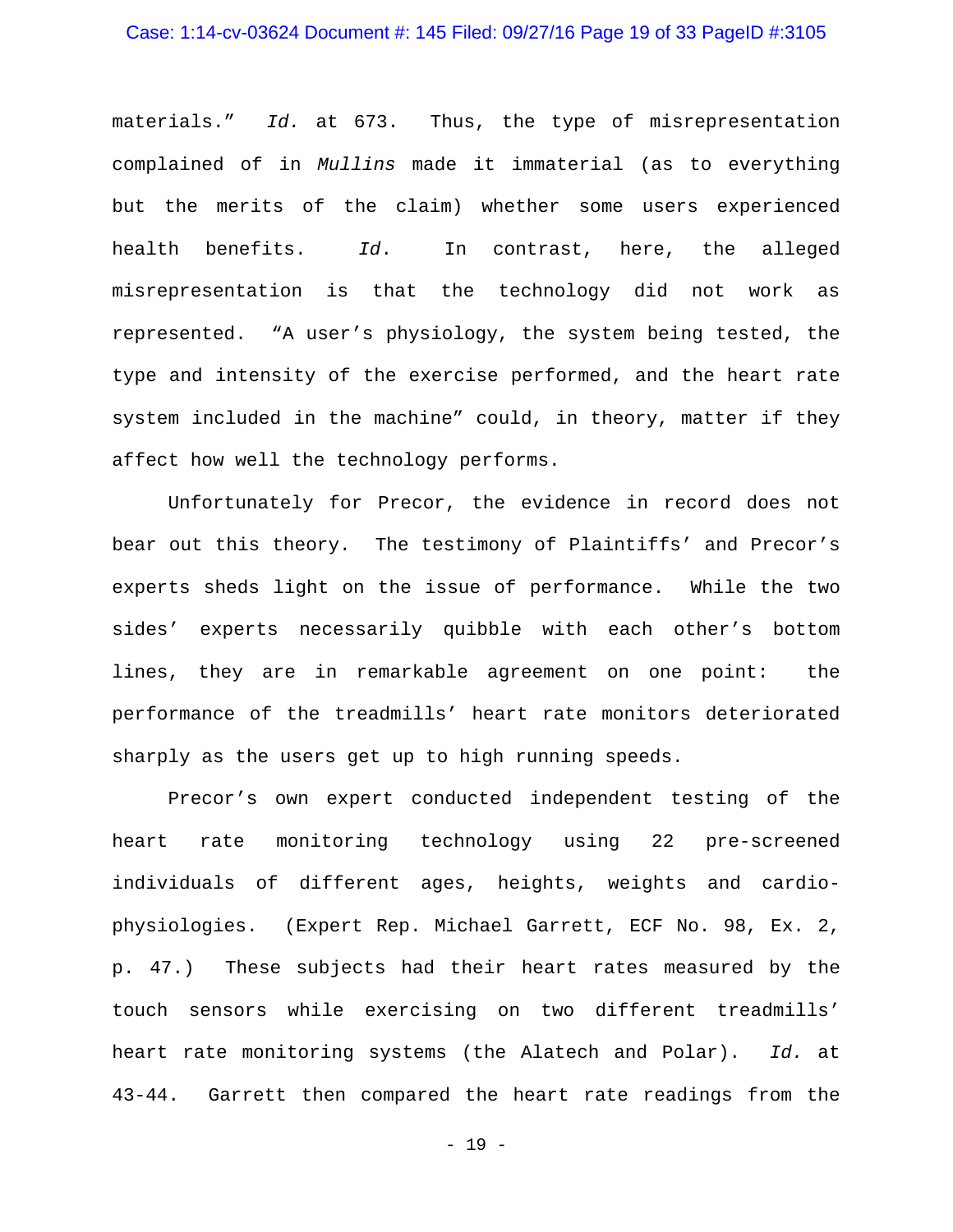materials." *Id.* at 673. Thus, the type of misrepresentation complained of in *Mullins* made it immaterial (as to everything but the merits of the claim) whether some users experienced health benefits. *Id*. In contrast, here, the alleged misrepresentation is that the technology did not work as represented. "A user's physiology, the system being tested, the type and intensity of the exercise performed, and the heart rate system included in the machine" could, in theory, matter if they affect how well the technology performs.

Unfortunately for Precor, the evidence in record does not bear out this theory. The testimony of Plaintiffs' and Precor's experts sheds light on the issue of performance. While the two sides' experts necessarily quibble with each other's bottom lines, they are in remarkable agreement on one point: the performance of the treadmills' heart rate monitors deteriorated sharply as the users get up to high running speeds.

Precor's own expert conducted independent testing of the heart rate monitoring technology using 22 pre-screened individuals of different ages, heights, weights and cardio-physiologies. (Expert Rep. Michael Garrett, ECF No. 98, Ex. 2, p. 47.) These subjects had their heart rates measured by the touch sensors while exercising on two different treadmills' heart rate monitoring systems (the Alatech and Polar). *Id.* at 43-44. Garrett then compared the heart rate readings from the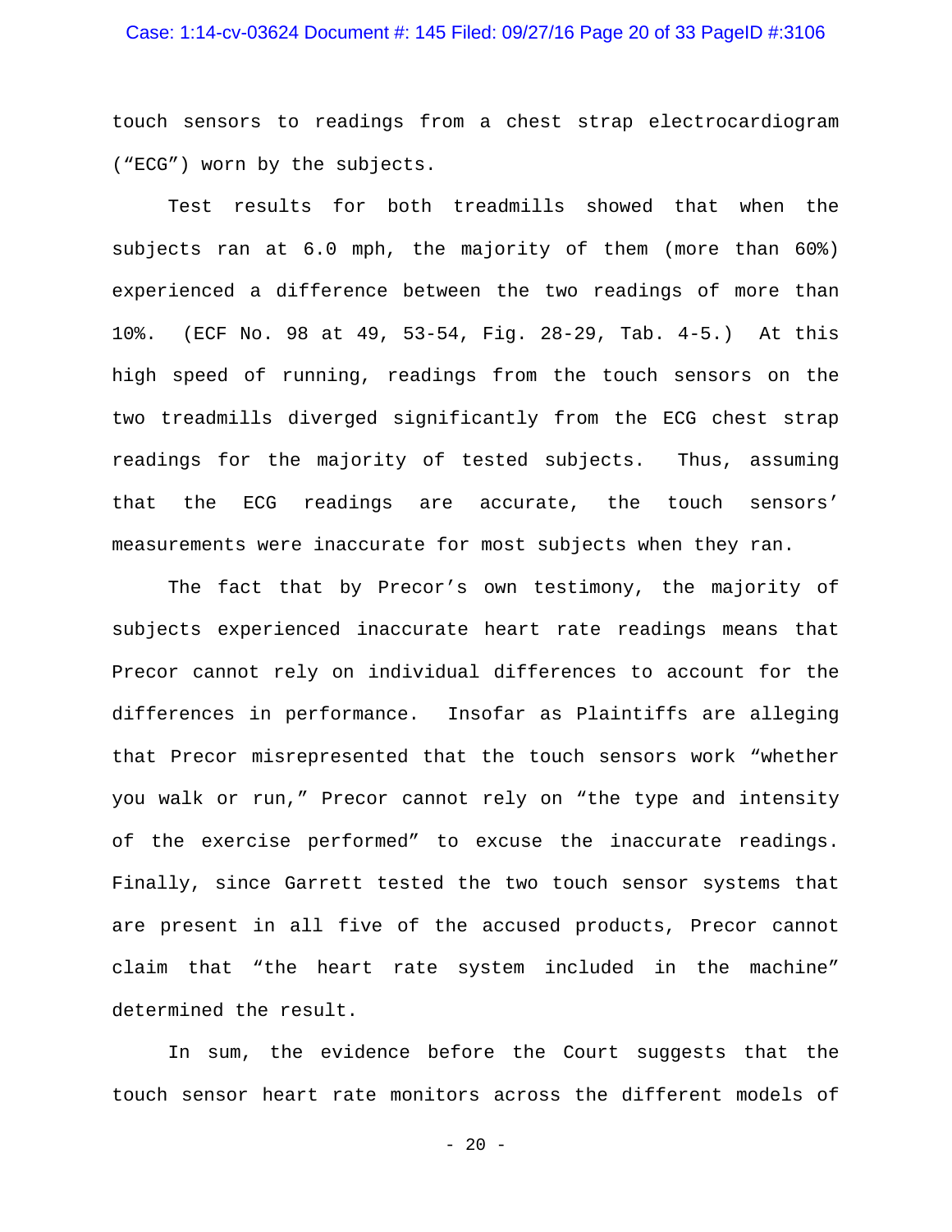touch sensors to readings from a chest strap electrocardiogram ("ECG") worn by the subjects.

Test results for both treadmills showed that when the subjects ran at 6.0 mph, the majority of them (more than 60%) experienced a difference between the two readings of more than 10%. (ECF No. 98 at 49, 53-54, Fig. 28-29, Tab. 4-5.) At this high speed of running, readings from the touch sensors on the two treadmills diverged significantly from the ECG chest strap readings for the majority of tested subjects. Thus, assuming that the ECG readings are accurate, the touch sensors' measurements were inaccurate for most subjects when they ran.

The fact that by Precor's own testimony, the majority of subjects experienced inaccurate heart rate readings means that Precor cannot rely on individual differences to account for the differences in performance. Insofar as Plaintiffs are alleging that Precor misrepresented that the touch sensors work "whether you walk or run," Precor cannot rely on "the type and intensity of the exercise performed" to excuse the inaccurate readings. Finally, since Garrett tested the two touch sensor systems that are present in all five of the accused products, Precor cannot claim that "the heart rate system included in the machine" determined the result.

In sum, the evidence before the Court suggests that the touch sensor heart rate monitors across the different models of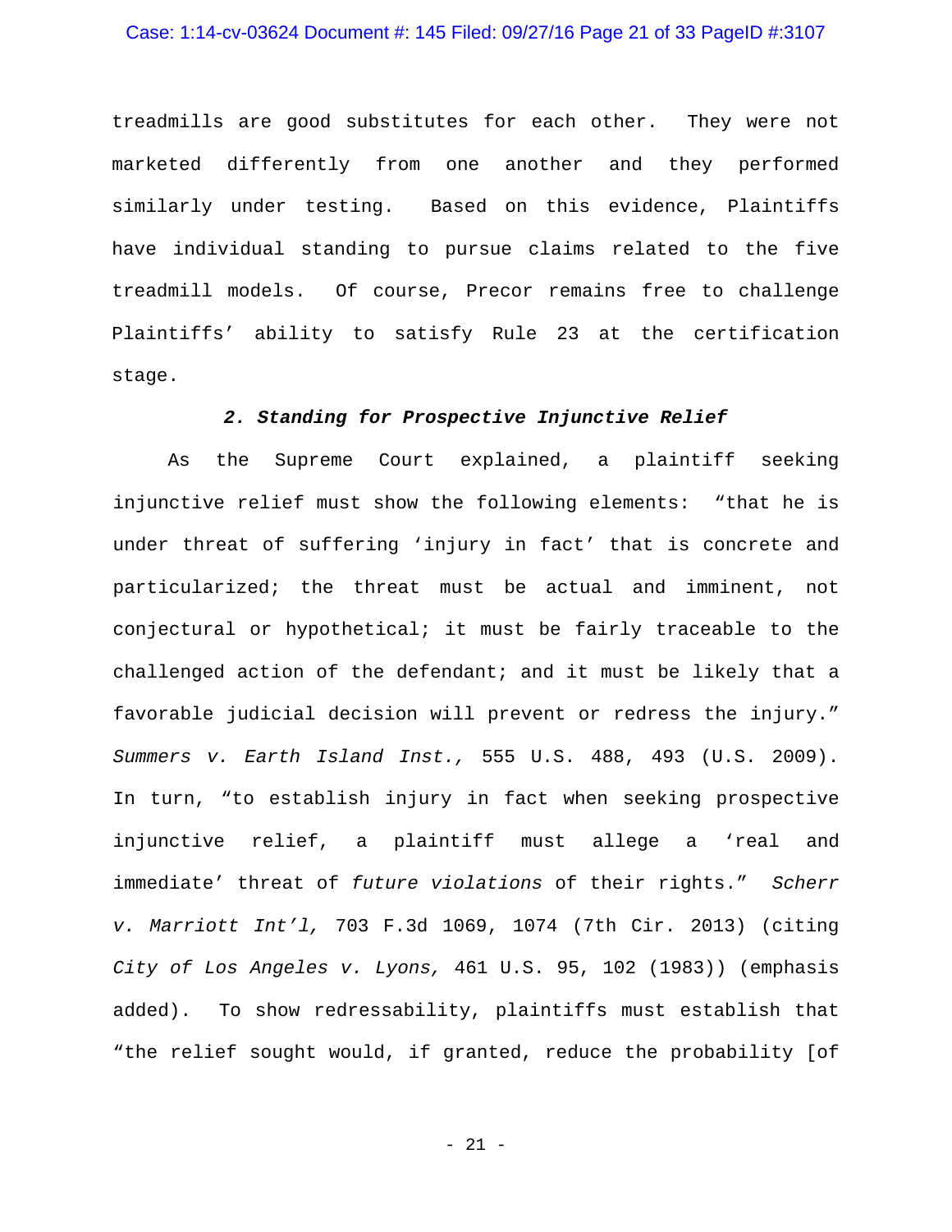treadmills are good substitutes for each other. They were not marketed differently from one another and they performed similarly under testing. Based on this evidence, Plaintiffs have individual standing to pursue claims related to the five treadmill models. Of course, Precor remains free to challenge Plaintiffs' ability to satisfy Rule 23 at the certification stage.

### *2. Standing for Prospective Injunctive Relief*

As the Supreme Court explained, a plaintiff seeking injunctive relief must show the following elements: "that he is under threat of suffering 'injury in fact' that is concrete and particularized; the threat must be actual and imminent, not conjectural or hypothetical; it must be fairly traceable to the challenged action of the defendant; and it must be likely that a favorable judicial decision will prevent or redress the injury." *Summers v. Earth Island Inst.,* 555 U.S. 488, 493 (U.S. 2009). In turn, "to establish injury in fact when seeking prospective injunctive relief, a plaintiff must allege a 'real and immediate' threat of *future violations* of their rights." *Scherr v. Marriott Int'l,* 703 F.3d 1069, 1074 (7th Cir. 2013) (citing *City of Los Angeles v. Lyons,* 461 U.S. 95, 102 (1983)) (emphasis added). To show redressability, plaintiffs must establish that "the relief sought would, if granted, reduce the probability [of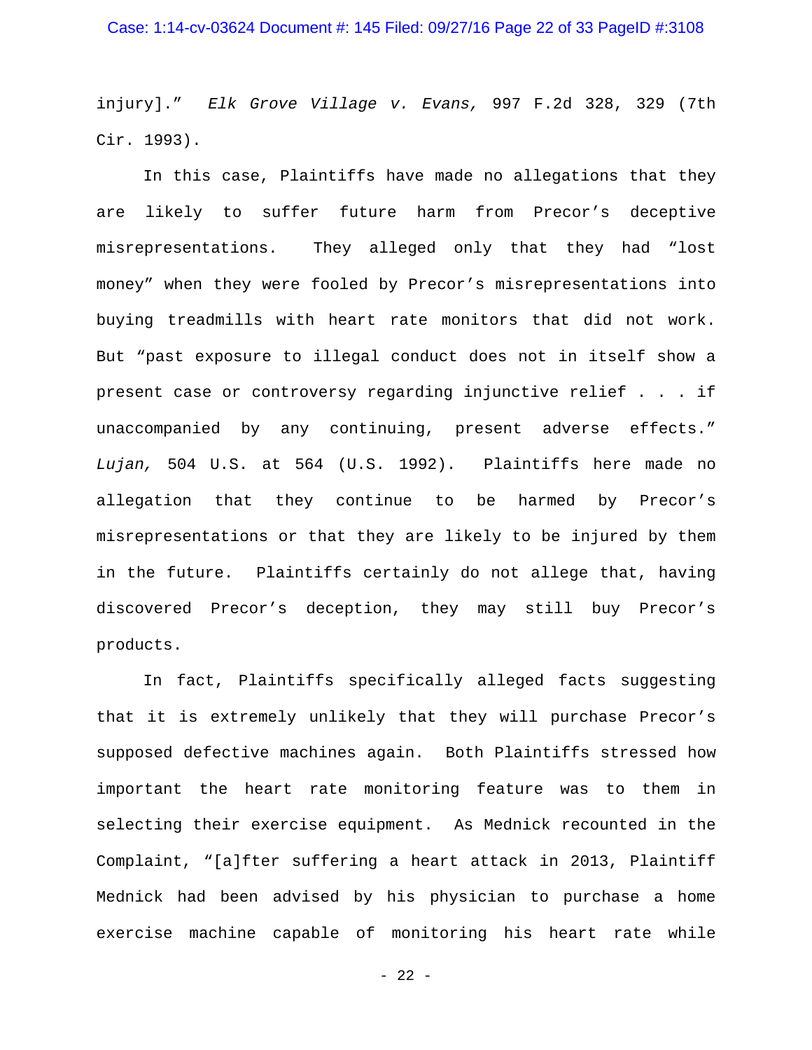injury]." *Elk Grove Village v. Evans,* 997 F.2d 328, 329 (7th Cir. 1993).

In this case, Plaintiffs have made no allegations that they are likely to suffer future harm from Precor's deceptive misrepresentations. They alleged only that they had "lost money" when they were fooled by Precor's misrepresentations into buying treadmills with heart rate monitors that did not work. But "past exposure to illegal conduct does not in itself show a present case or controversy regarding injunctive relief . . . if unaccompanied by any continuing, present adverse effects." *Lujan,* 504 U.S. at 564 (U.S. 1992). Plaintiffs here made no allegation that they continue to be harmed by Precor's misrepresentations or that they are likely to be injured by them in the future. Plaintiffs certainly do not allege that, having discovered Precor's deception, they may still buy Precor's products.

In fact, Plaintiffs specifically alleged facts suggesting that it is extremely unlikely that they will purchase Precor's supposed defective machines again. Both Plaintiffs stressed how important the heart rate monitoring feature was to them in selecting their exercise equipment. As Mednick recounted in the Complaint, "[a]fter suffering a heart attack in 2013, Plaintiff Mednick had been advised by his physician to purchase a home exercise machine capable of monitoring his heart rate while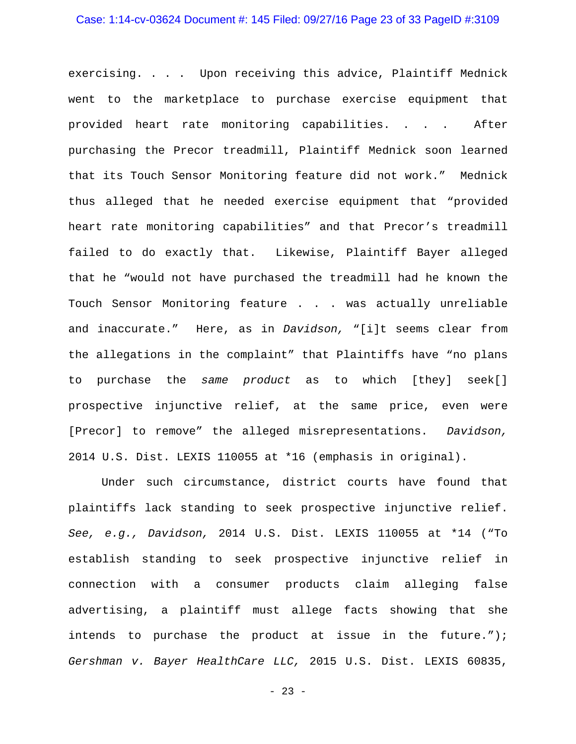exercising. . . . Upon receiving this advice, Plaintiff Mednick went to the marketplace to purchase exercise equipment that provided heart rate monitoring capabilities. . . . After purchasing the Precor treadmill, Plaintiff Mednick soon learned that its Touch Sensor Monitoring feature did not work." Mednick thus alleged that he needed exercise equipment that "provided heart rate monitoring capabilities" and that Precor's treadmill failed to do exactly that. Likewise, Plaintiff Bayer alleged that he "would not have purchased the treadmill had he known the Touch Sensor Monitoring feature . . . was actually unreliable and inaccurate." Here, as in *Davidson,* "[i]t seems clear from the allegations in the complaint" that Plaintiffs have "no plans to purchase the *same product* as to which [they] seek[] prospective injunctive relief, at the same price, even were [Precor] to remove" the alleged misrepresentations. *Davidson,* 2014 U.S. Dist. LEXIS 110055 at *16 (emphasis in original).

Under such circumstance, district courts have found that plaintiffs lack standing to seek prospective injunctive relief. *See, e.g., Davidson,* 2014 U.S. Dist. LEXIS 110055 at *14 ("To establish standing to seek prospective injunctive relief in connection with a consumer products claim alleging false advertising, a plaintiff must allege facts showing that she intends to purchase the product at issue in the future."); *Gershman v. Bayer HealthCare LLC,* 2015 U.S. Dist. LEXIS 60835,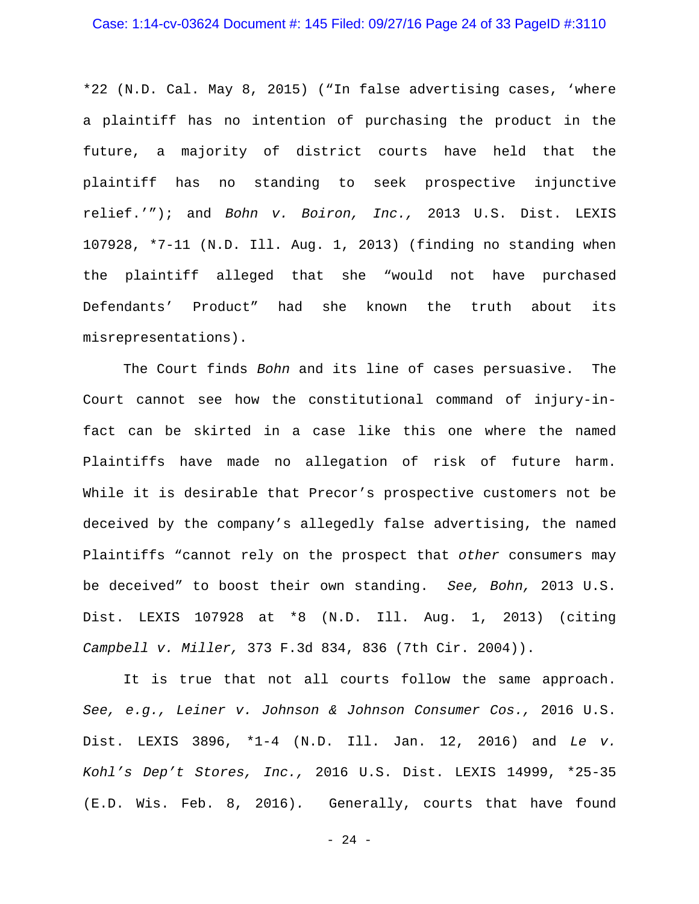*22 (N.D. Cal. May 8, 2015) ("In false advertising cases, 'where a plaintiff has no intention of purchasing the product in the future, a majority of district courts have held that the plaintiff has no standing to seek prospective injunctive relief.'"); and *Bohn v. Boiron, Inc.,* 2013 U.S. Dist. LEXIS 107928, *7-11 (N.D. Ill. Aug. 1, 2013) (finding no standing when the plaintiff alleged that she "would not have purchased Defendants' Product" had she known the truth about its misrepresentations).

The Court finds *Bohn* and its line of cases persuasive. The Court cannot see how the constitutional command of injury-in-fact can be skirted in a case like this one where the named Plaintiffs have made no allegation of risk of future harm. While it is desirable that Precor's prospective customers not be deceived by the company's allegedly false advertising, the named Plaintiffs "cannot rely on the prospect that *other* consumers may be deceived" to boost their own standing. *See, Bohn,* 2013 U.S. Dist. LEXIS 107928 at *8 (N.D. Ill. Aug. 1, 2013) (citing *Campbell v. Miller,* 373 F.3d 834, 836 (7th Cir. 2004)).

It is true that not all courts follow the same approach. *See, e.g., Leiner v. Johnson & Johnson Consumer Cos.,* 2016 U.S. Dist. LEXIS 3896, *1-4 (N.D. Ill. Jan. 12, 2016) and *Le v. Kohl's Dep't Stores, Inc.,* 2016 U.S. Dist. LEXIS 14999, *25-35 (E.D. Wis. Feb. 8, 2016). Generally, courts that have found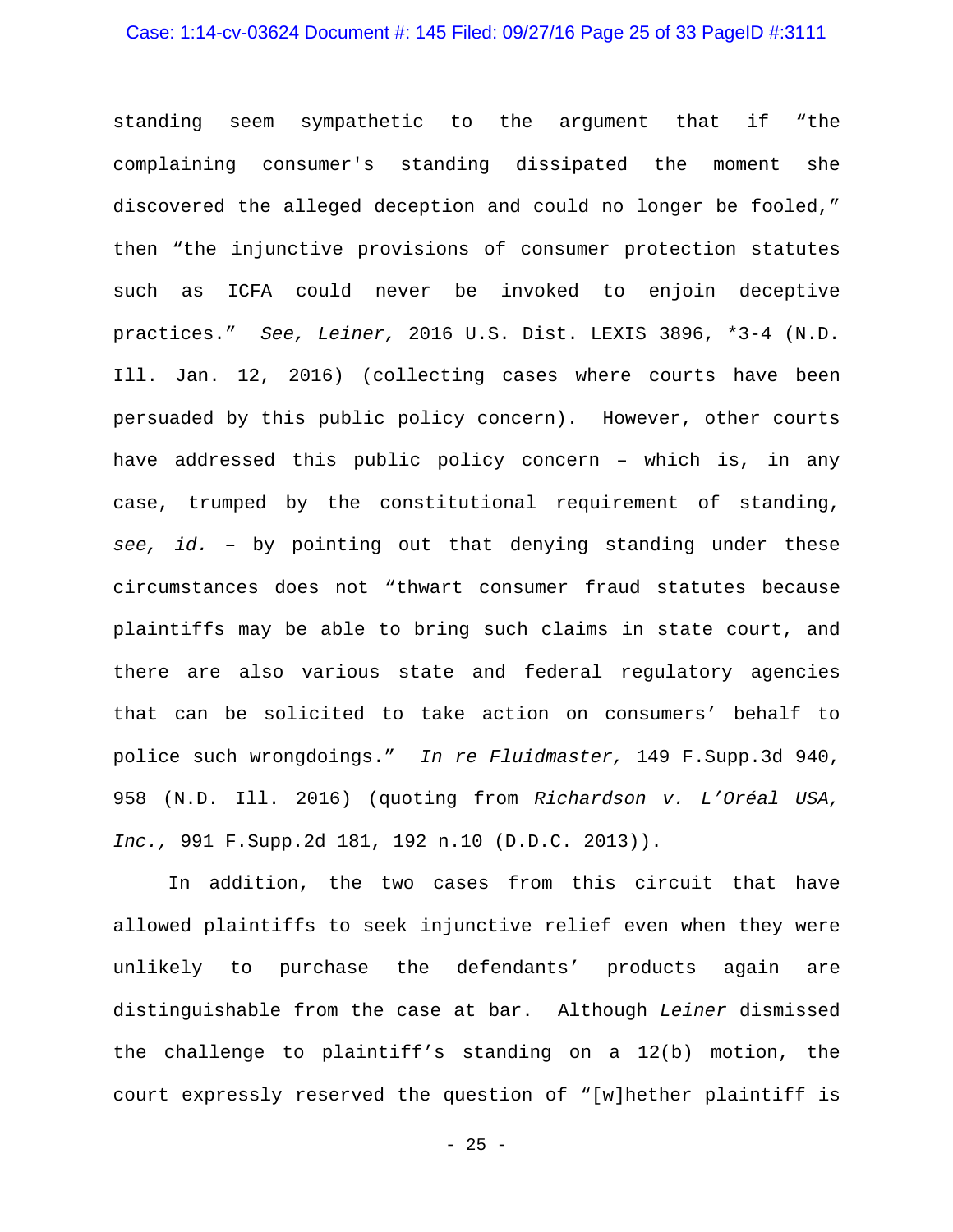standing seem sympathetic to the argument that if "the complaining consumer's standing dissipated the moment she discovered the alleged deception and could no longer be fooled," then "the injunctive provisions of consumer protection statutes such as ICFA could never be invoked to enjoin deceptive practices." *See, Leiner,* 2016 U.S. Dist. LEXIS 3896, *3-4 (N.D. Ill. Jan. 12, 2016) (collecting cases where courts have been persuaded by this public policy concern). However, other courts have addressed this public policy concern – which is, in any case, trumped by the constitutional requirement of standing, *see, id.* – by pointing out that denying standing under these circumstances does not "thwart consumer fraud statutes because plaintiffs may be able to bring such claims in state court, and there are also various state and federal regulatory agencies that can be solicited to take action on consumers' behalf to police such wrongdoings." *In re Fluidmaster,* 149 F.Supp.3d 940, 958 (N.D. Ill. 2016) (quoting from *Richardson v. L'Oréal USA, Inc.,* 991 F.Supp.2d 181, 192 n.10 (D.D.C. 2013)).

In addition, the two cases from this circuit that have allowed plaintiffs to seek injunctive relief even when they were unlikely to purchase the defendants' products again are distinguishable from the case at bar. Although *Leiner* dismissed the challenge to plaintiff's standing on a 12(b) motion, the court expressly reserved the question of "[w]hether plaintiff is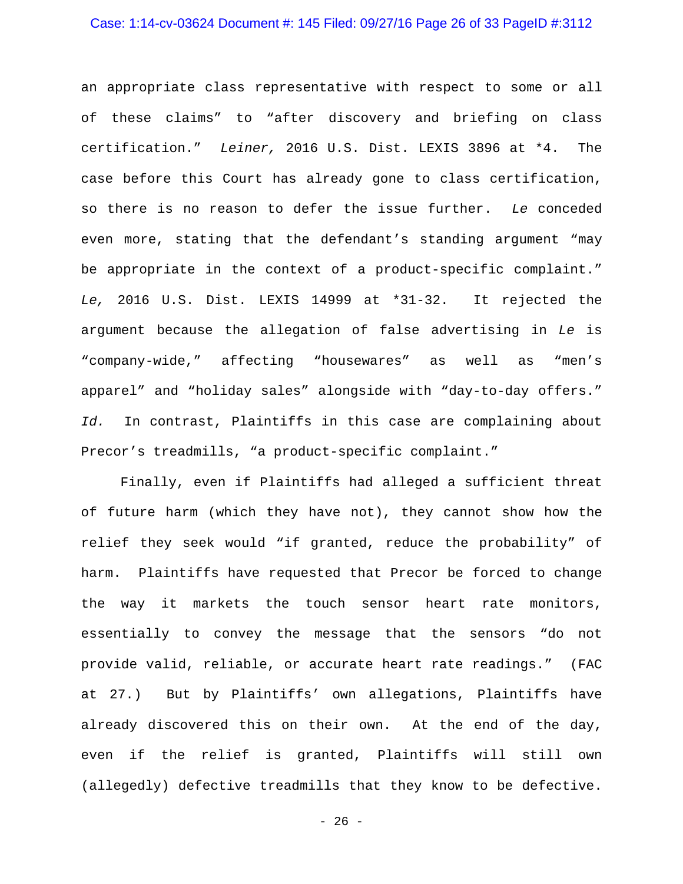an appropriate class representative with respect to some or all of these claims" to "after discovery and briefing on class certification." *Leiner,* 2016 U.S. Dist. LEXIS 3896 at *4. The case before this Court has already gone to class certification, so there is no reason to defer the issue further. *Le* conceded even more, stating that the defendant's standing argument "may be appropriate in the context of a product-specific complaint." *Le,* 2016 U.S. Dist. LEXIS 14999 at *31-32. It rejected the argument because the allegation of false advertising in *Le* is "company-wide," affecting "housewares" as well as "men's apparel" and "holiday sales" alongside with "day-to-day offers." *Id.* In contrast, Plaintiffs in this case are complaining about Precor's treadmills, "a product-specific complaint."

Finally, even if Plaintiffs had alleged a sufficient threat of future harm (which they have not), they cannot show how the relief they seek would "if granted, reduce the probability" of harm. Plaintiffs have requested that Precor be forced to change the way it markets the touch sensor heart rate monitors, essentially to convey the message that the sensors "do not provide valid, reliable, or accurate heart rate readings." (FAC at 27.) But by Plaintiffs' own allegations, Plaintiffs have already discovered this on their own. At the end of the day, even if the relief is granted, Plaintiffs will still own (allegedly) defective treadmills that they know to be defective.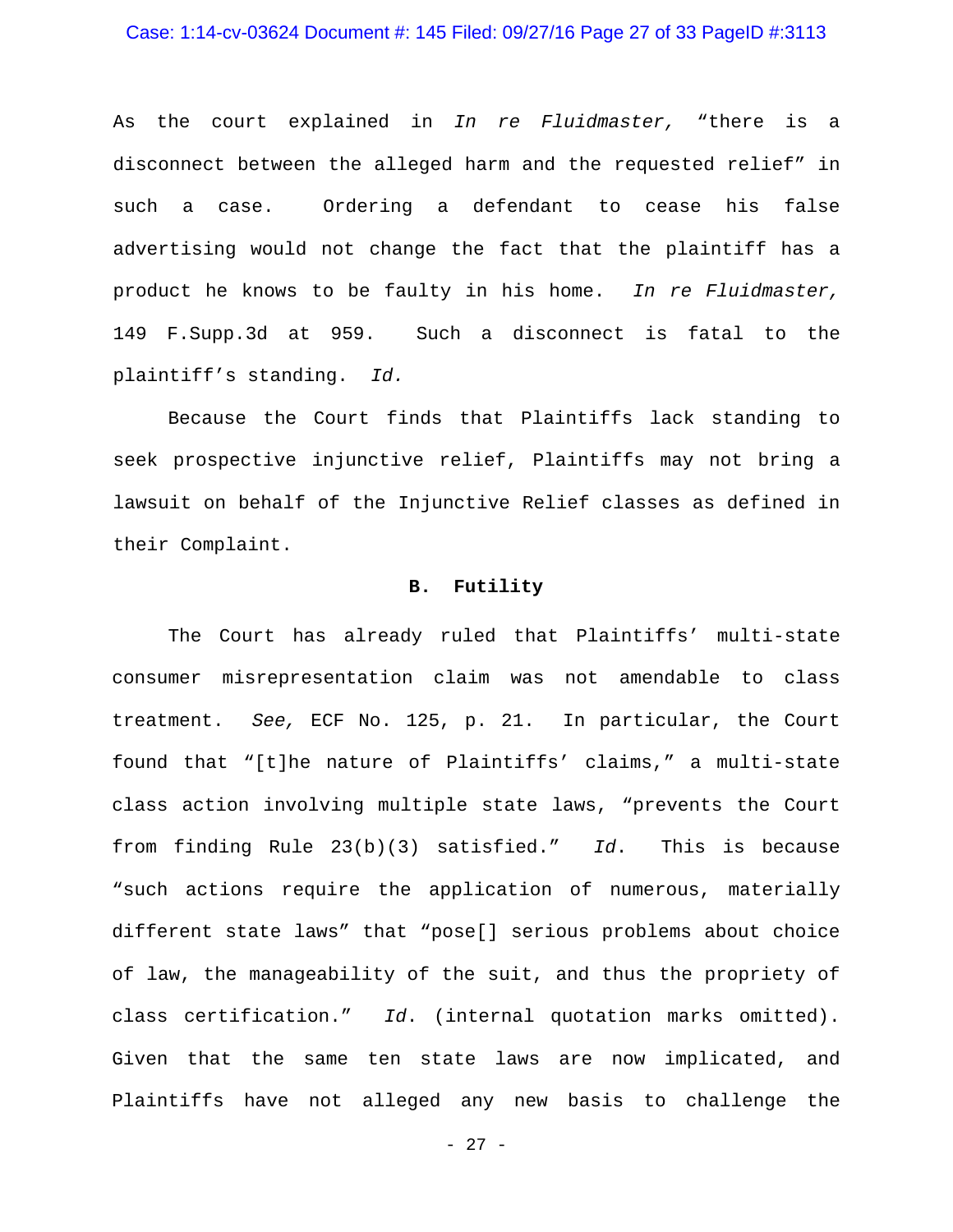As the court explained in *In re Fluidmaster,* "there is a disconnect between the alleged harm and the requested relief" in such a case. Ordering a defendant to cease his false advertising would not change the fact that the plaintiff has a product he knows to be faulty in his home. *In re Fluidmaster,* 149 F.Supp.3d at 959. Such a disconnect is fatal to the plaintiff's standing. *Id.*

Because the Court finds that Plaintiffs lack standing to seek prospective injunctive relief, Plaintiffs may not bring a lawsuit on behalf of the Injunctive Relief classes as defined in their Complaint.

**B. Futility**

The Court has already ruled that Plaintiffs' multi-state consumer misrepresentation claim was not amendable to class treatment. *See,* ECF No. 125, p. 21. In particular, the Court found that "[t]he nature of Plaintiffs' claims," a multi-state class action involving multiple state laws, "prevents the Court from finding Rule 23(b)(3) satisfied." *Id*. This is because "such actions require the application of numerous, materially different state laws" that "pose[] serious problems about choice of law, the manageability of the suit, and thus the propriety of class certification." *Id*. (internal quotation marks omitted). Given that the same ten state laws are now implicated, and Plaintiffs have not alleged any new basis to challenge the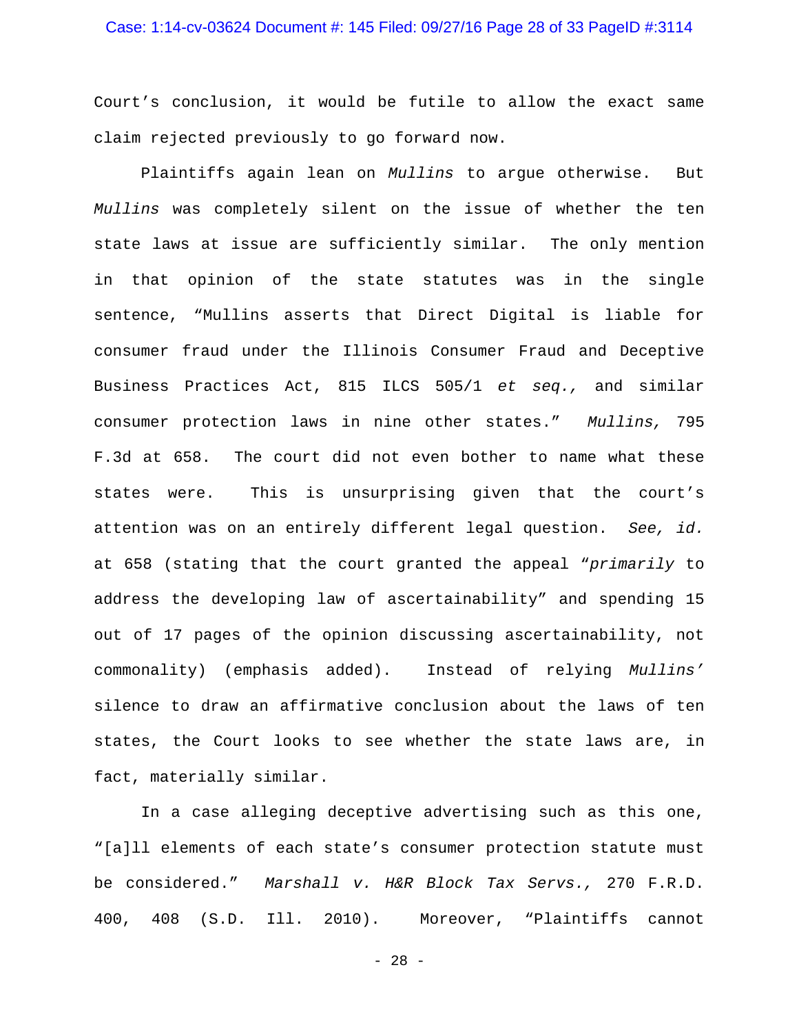Court's conclusion, it would be futile to allow the exact same claim rejected previously to go forward now.

Plaintiffs again lean on *Mullins* to argue otherwise. But *Mullins* was completely silent on the issue of whether the ten state laws at issue are sufficiently similar. The only mention in that opinion of the state statutes was in the single sentence, "Mullins asserts that Direct Digital is liable for consumer fraud under the Illinois Consumer Fraud and Deceptive Business Practices Act, 815 ILCS 505/1 *et seq.,* and similar consumer protection laws in nine other states." *Mullins,* 795 F.3d at 658. The court did not even bother to name what these states were. This is unsurprising given that the court's attention was on an entirely different legal question. *See, id.* at 658 (stating that the court granted the appeal "*primarily* to address the developing law of ascertainability" and spending 15 out of 17 pages of the opinion discussing ascertainability, not commonality) (emphasis added). Instead of relying *Mullins'* silence to draw an affirmative conclusion about the laws of ten states, the Court looks to see whether the state laws are, in fact, materially similar.

In a case alleging deceptive advertising such as this one, "[a]ll elements of each state's consumer protection statute must be considered." *Marshall v. H&R Block Tax Servs.,* 270 F.R.D. 400, 408 (S.D. Ill. 2010). Moreover, "Plaintiffs cannot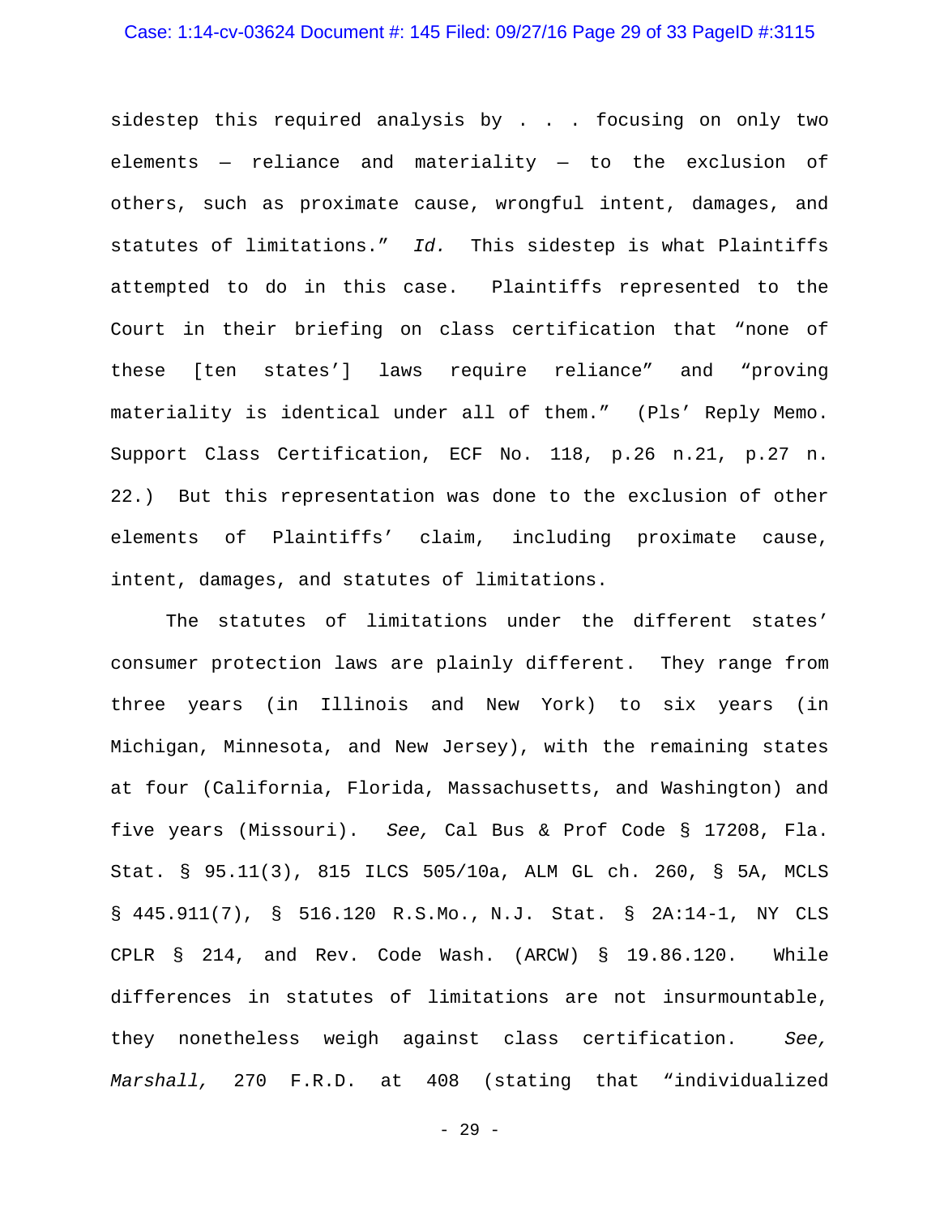sidestep this required analysis by . . . focusing on only two elements — reliance and materiality — to the exclusion of others, such as proximate cause, wrongful intent, damages, and statutes of limitations." *Id.* This sidestep is what Plaintiffs attempted to do in this case. Plaintiffs represented to the Court in their briefing on class certification that "none of these [ten states'] laws require reliance" and "proving materiality is identical under all of them." (Pls' Reply Memo. Support Class Certification, ECF No. 118, p.26 n.21, p.27 n. 22.) But this representation was done to the exclusion of other elements of Plaintiffs' claim, including proximate cause, intent, damages, and statutes of limitations.

The statutes of limitations under the different states' consumer protection laws are plainly different. They range from three years (in Illinois and New York) to six years (in Michigan, Minnesota, and New Jersey), with the remaining states at four (California, Florida, Massachusetts, and Washington) and five years (Missouri). *See,* Cal Bus & Prof Code § 17208, Fla. Stat. § 95.11(3), 815 ILCS 505/10a, ALM GL ch. 260, § 5A, MCLS § 445.911(7), § 516.120 R.S.Mo., N.J. Stat. § 2A:14-1, NY CLS CPLR § 214, and Rev. Code Wash. (ARCW) § 19.86.120. While differences in statutes of limitations are not insurmountable, they nonetheless weigh against class certification. *See, Marshall,* 270 F.R.D. at 408 (stating that "individualized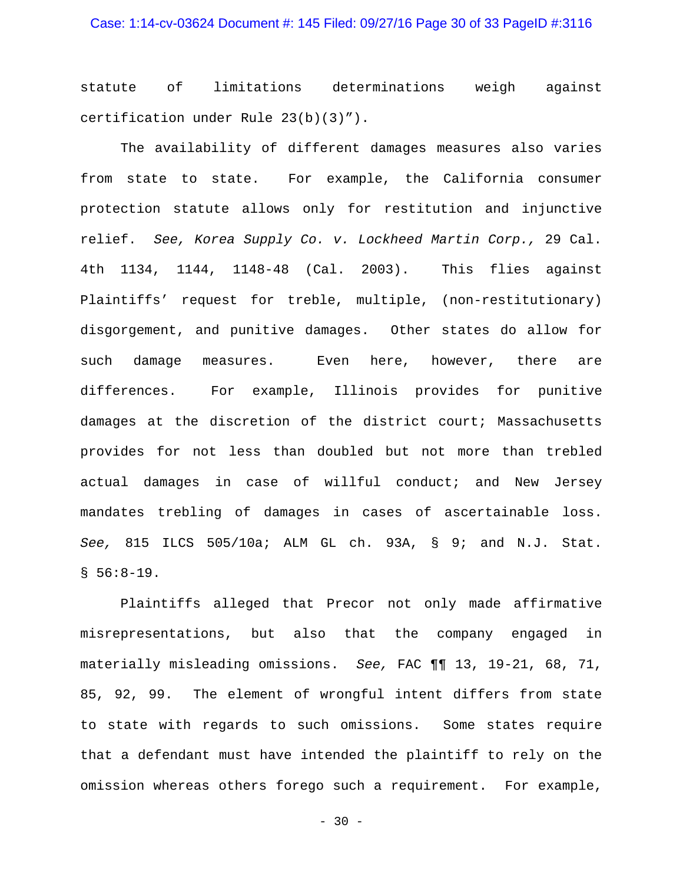statute of limitations determinations weigh against certification under Rule 23(b)(3)”).

The availability of different damages measures also varies from state to state. For example, the California consumer protection statute allows only for restitution and injunctive relief. *See, Korea Supply Co. v. Lockheed Martin Corp.,* 29 Cal. 4th 1134, 1144, 1148-48 (Cal. 2003). This flies against Plaintiffs’ request for treble, multiple, (non-restitutionary) disgorgement, and punitive damages. Other states do allow for such damage measures. Even here, however, there are differences. For example, Illinois provides for punitive damages at the discretion of the district court; Massachusetts provides for not less than doubled but not more than trebled actual damages in case of willful conduct; and New Jersey mandates trebling of damages in cases of ascertainable loss. *See,* 815 ILCS 505/10a; ALM GL ch. 93A, § 9; and N.J. Stat. § 56:8-19.

Plaintiffs alleged that Precor not only made affirmative misrepresentations, but also that the company engaged in materially misleading omissions. *See,* FAC ¶¶ 13, 19-21, 68, 71, 85, 92, 99. The element of wrongful intent differs from state to state with regards to such omissions. Some states require that a defendant must have intended the plaintiff to rely on the omission whereas others forego such a requirement. For example,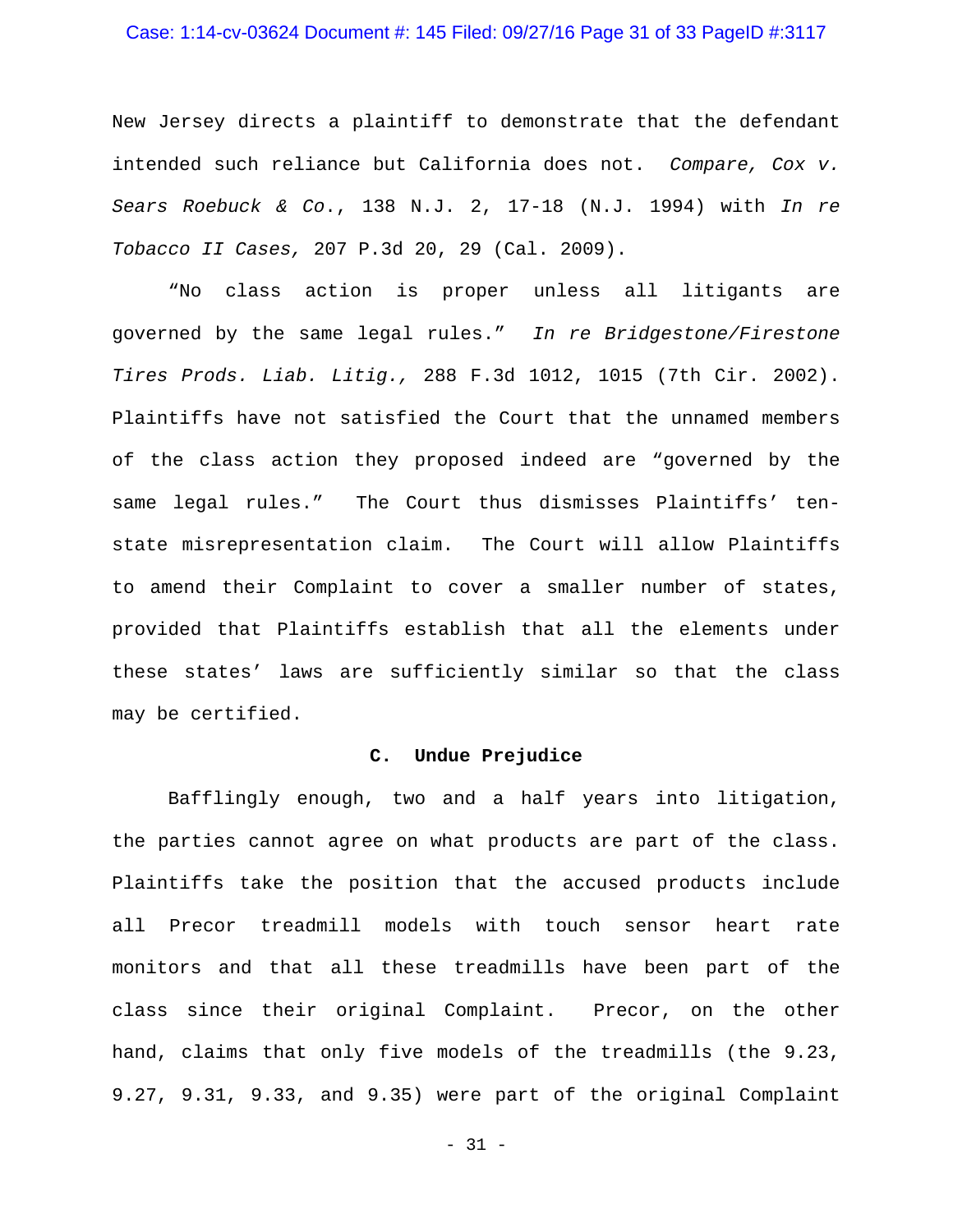New Jersey directs a plaintiff to demonstrate that the defendant intended such reliance but California does not. *Compare, Cox v. Sears Roebuck & Co*., 138 N.J. 2, 17-18 (N.J. 1994) with *In re Tobacco II Cases,* 207 P.3d 20, 29 (Cal. 2009).

"No class action is proper unless all litigants are governed by the same legal rules." *In re Bridgestone/Firestone Tires Prods. Liab. Litig.,* 288 F.3d 1012, 1015 (7th Cir. 2002). Plaintiffs have not satisfied the Court that the unnamed members of the class action they proposed indeed are "governed by the same legal rules." The Court thus dismisses Plaintiffs' ten-state misrepresentation claim. The Court will allow Plaintiffs to amend their Complaint to cover a smaller number of states, provided that Plaintiffs establish that all the elements under these states' laws are sufficiently similar so that the class may be certified.

### C. Undue Prejudice

Bafflingly enough, two and a half years into litigation, the parties cannot agree on what products are part of the class. Plaintiffs take the position that the accused products include all Precor treadmill models with touch sensor heart rate monitors and that all these treadmills have been part of the class since their original Complaint. Precor, on the other hand, claims that only five models of the treadmills (the 9.23, 9.27, 9.31, 9.33, and 9.35) were part of the original Complaint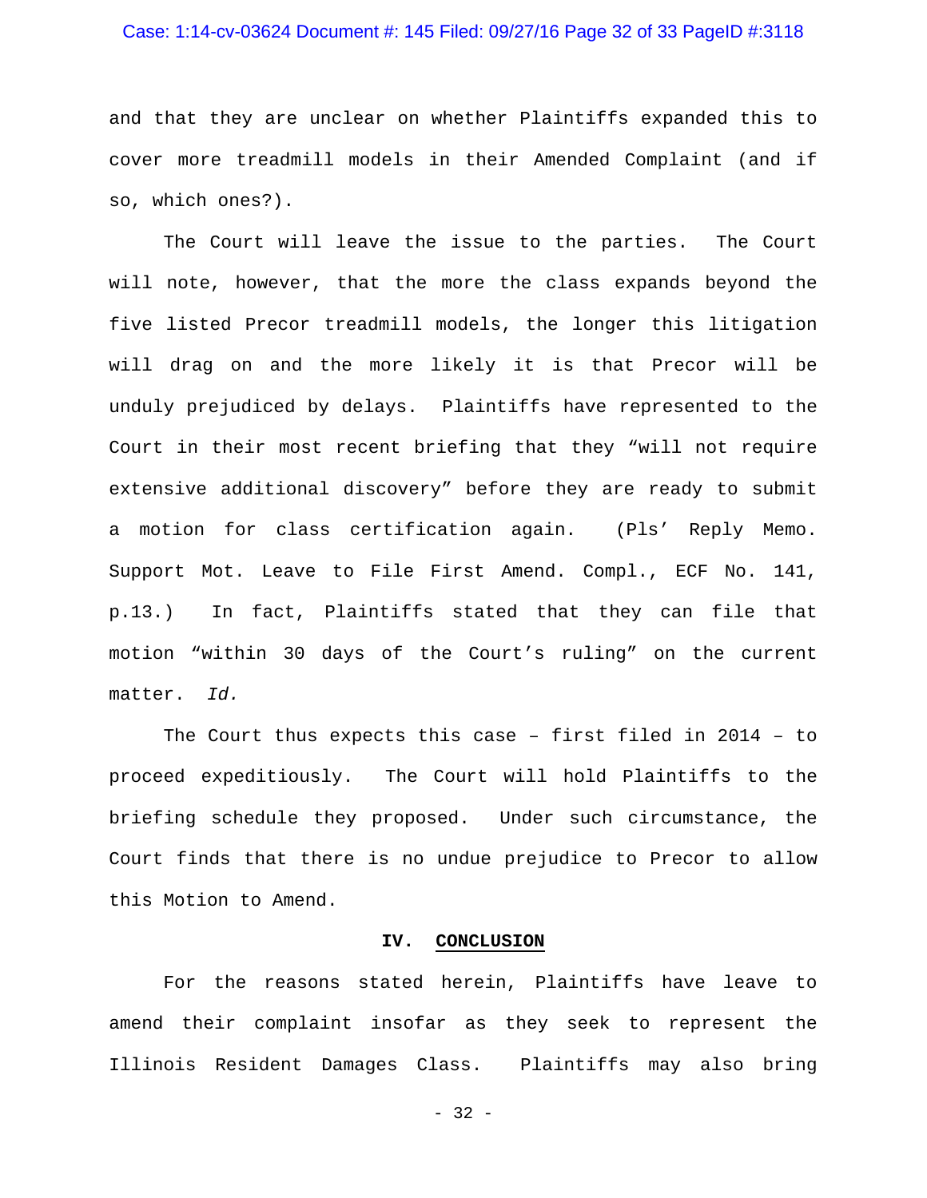and that they are unclear on whether Plaintiffs expanded this to cover more treadmill models in their Amended Complaint (and if so, which ones?).

The Court will leave the issue to the parties. The Court will note, however, that the more the class expands beyond the five listed Precor treadmill models, the longer this litigation will drag on and the more likely it is that Precor will be unduly prejudiced by delays. Plaintiffs have represented to the Court in their most recent briefing that they "will not require extensive additional discovery" before they are ready to submit a motion for class certification again. (Pls' Reply Memo. Support Mot. Leave to File First Amend. Compl., ECF No. 141, p.13.) In fact, Plaintiffs stated that they can file that motion "within 30 days of the Court's ruling" on the current matter. *Id.*

The Court thus expects this case – first filed in 2014 – to proceed expeditiously. The Court will hold Plaintiffs to the briefing schedule they proposed. Under such circumstance, the Court finds that there is no undue prejudice to Precor to allow this Motion to Amend.

## IV. CONCLUSION

For the reasons stated herein, Plaintiffs have leave to amend their complaint insofar as they seek to represent the Illinois Resident Damages Class. Plaintiffs may also bring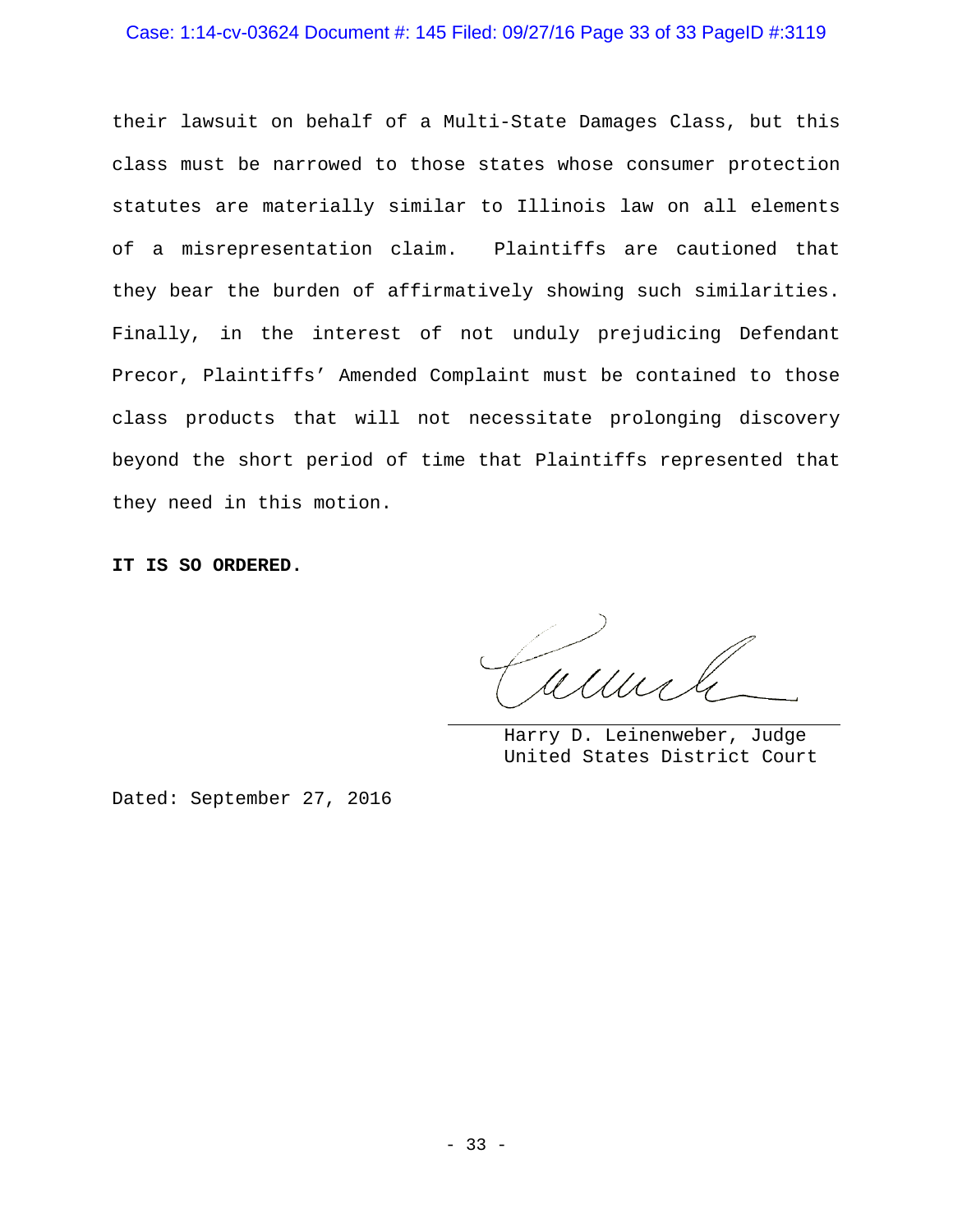their lawsuit on behalf of a Multi-State Damages Class, but this class must be narrowed to those states whose consumer protection statutes are materially similar to Illinois law on all elements of a misrepresentation claim. Plaintiffs are cautioned that they bear the burden of affirmatively showing such similarities. Finally, in the interest of not unduly prejudicing Defendant Precor, Plaintiffs' Amended Complaint must be contained to those class products that will not necessitate prolonging discovery beyond the short period of time that Plaintiffs represented that they need in this motion.

**IT IS SO ORDERED.**

Harry D. Leinenweber, Judge
United States District Court

Dated: September 27, 2016